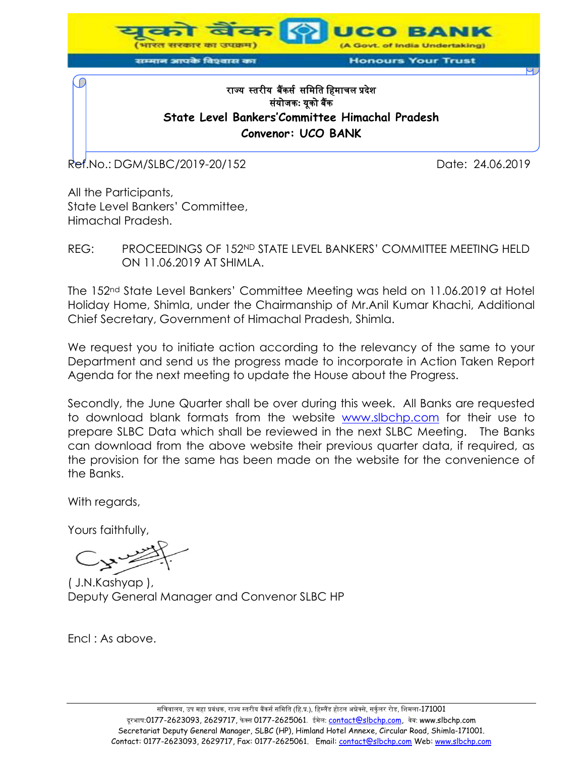यूको बैंक (भारत सरकार का उपक्रम) UCO BANK (A Govt. of India Undertaking)

सम्मान आपके विश्वास का — Honours Your Trust

**राज्य स्तरीय बैंकर्स समिति हिमाचल प्रदेश**
**संयोजक: यूको बैंक**
**State Level Bankers'Committee Himachal Pradesh**
**Convenor: UCO BANK**

Ref.No.: DGM/SLBC/2019-20/152 Date: 24.06.2019

All the Participants,
State Level Bankers' Committee,
Himachal Pradesh.

REG: PROCEEDINGS OF 152ND STATE LEVEL BANKERS' COMMITTEE MEETING HELD ON 11.06.2019 AT SHIMLA.

The 152nd State Level Bankers' Committee Meeting was held on 11.06.2019 at Hotel Holiday Home, Shimla, under the Chairmanship of Mr.Anil Kumar Khachi, Additional Chief Secretary, Government of Himachal Pradesh, Shimla.

We request you to initiate action according to the relevancy of the same to your Department and send us the progress made to incorporate in Action Taken Report Agenda for the next meeting to update the House about the Progress.

Secondly, the June Quarter shall be over during this week. All Banks are requested to download blank formats from the website www.slbchp.com for their use to prepare SLBC Data which shall be reviewed in the next SLBC Meeting. The Banks can download from the above website their previous quarter data, if required, as the provision for the same has been made on the website for the convenience of the Banks.

With regards,

Yours faithfully,

( J.N.Kashyap ),
Deputy General Manager and Convenor SLBC HP

Encl : As above.

सचिवालय, उप महा प्रबंधक, राज्य स्तरीय बैंकर्स समिति (हि.प्र.), हिम्लैंड होटल अन्नेक्से, सर्कुलर रोड, शिमला-171001
दूरभाष:0177-2623093, 2629717, फैक्स 0177-2625061. ईमेल: contact@slbchp.com, वेब: www.slbchp.com
Secretariat Deputy General Manager, SLBC (HP), Himland Hotel Annexe, Circular Road, Shimla-171001.
Contact: 0177-2623093, 2629717, Fax: 0177-2625061. Email: contact@slbchp.com Web: www.slbchp.com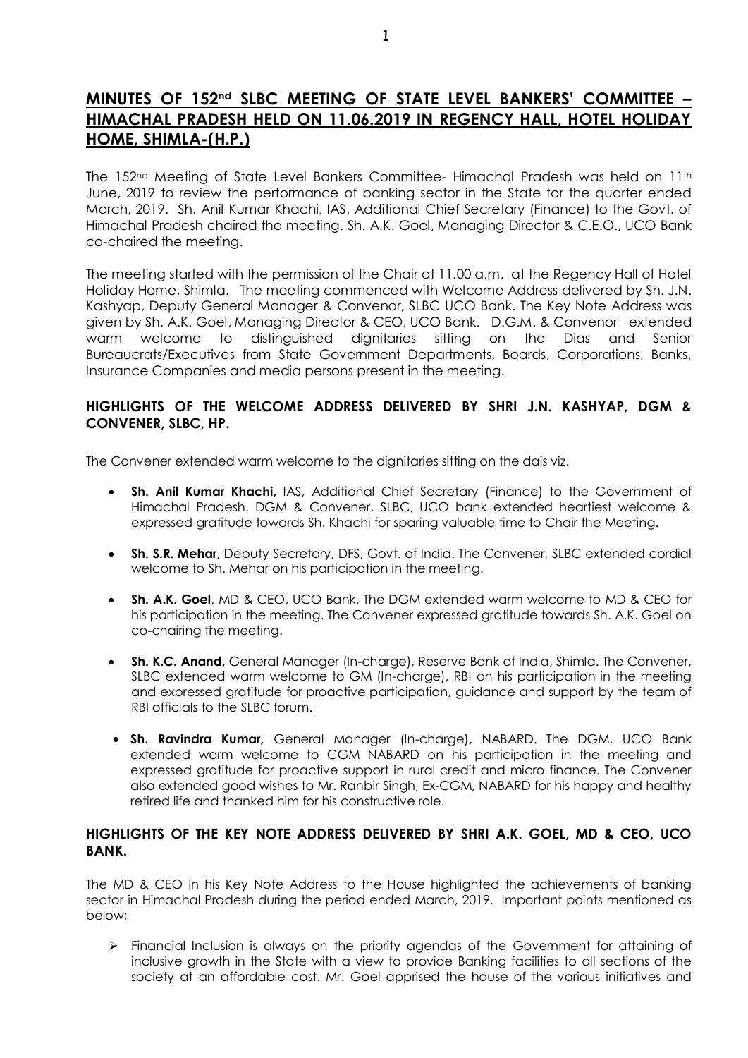## MINUTES OF 152nd SLBC MEETING OF STATE LEVEL BANKERS' COMMITTEE – HIMACHAL PRADESH HELD ON 11.06.2019 IN REGENCY HALL, HOTEL HOLIDAY HOME, SHIMLA-(H.P.)

The 152nd Meeting of State Level Bankers Committee- Himachal Pradesh was held on 11th June, 2019 to review the performance of banking sector in the State for the quarter ended March, 2019. Sh. Anil Kumar Khachi, IAS, Additional Chief Secretary (Finance) to the Govt. of Himachal Pradesh chaired the meeting. Sh. A.K. Goel, Managing Director & C.E.O., UCO Bank co-chaired the meeting.

The meeting started with the permission of the Chair at 11.00 a.m. at the Regency Hall of Hotel Holiday Home, Shimla. The meeting commenced with Welcome Address delivered by Sh. J.N. Kashyap, Deputy General Manager & Convenor, SLBC UCO Bank. The Key Note Address was given by Sh. A.K. Goel, Managing Director & CEO, UCO Bank. D.G.M. & Convenor extended warm welcome to distinguished dignitaries sitting on the Dias and Senior Bureaucrats/Executives from State Government Departments, Boards, Corporations, Banks, Insurance Companies and media persons present in the meeting.

### HIGHLIGHTS OF THE WELCOME ADDRESS DELIVERED BY SHRI J.N. KASHYAP, DGM & CONVENER, SLBC, HP.

The Convener extended warm welcome to the dignitaries sitting on the dais viz.

- **Sh. Anil Kumar Khachi,** IAS, Additional Chief Secretary (Finance) to the Government of Himachal Pradesh. DGM & Convener, SLBC, UCO bank extended heartiest welcome & expressed gratitude towards Sh. Khachi for sparing valuable time to Chair the Meeting.
- **Sh. S.R. Mehar**, Deputy Secretary, DFS, Govt. of India. The Convener, SLBC extended cordial welcome to Sh. Mehar on his participation in the meeting.
- **Sh. A.K. Goel**, MD & CEO, UCO Bank. The DGM extended warm welcome to MD & CEO for his participation in the meeting. The Convener expressed gratitude towards Sh. A.K. Goel on co-chairing the meeting.
- **Sh. K.C. Anand,** General Manager (In-charge), Reserve Bank of India, Shimla. The Convener, SLBC extended warm welcome to GM (In-charge), RBI on his participation in the meeting and expressed gratitude for proactive participation, guidance and support by the team of RBI officials to the SLBC forum.
- **Sh. Ravindra Kumar,** General Manager (In-charge)**,** NABARD. The DGM, UCO Bank extended warm welcome to CGM NABARD on his participation in the meeting and expressed gratitude for proactive support in rural credit and micro finance. The Convener also extended good wishes to Mr. Ranbir Singh, Ex-CGM, NABARD for his happy and healthy retired life and thanked him for his constructive role.

### HIGHLIGHTS OF THE KEY NOTE ADDRESS DELIVERED BY SHRI A.K. GOEL, MD & CEO, UCO BANK.

The MD & CEO in his Key Note Address to the House highlighted the achievements of banking sector in Himachal Pradesh during the period ended March, 2019. Important points mentioned as below;

- Financial Inclusion is always on the priority agendas of the Government for attaining of inclusive growth in the State with a view to provide Banking facilities to all sections of the society at an affordable cost. Mr. Goel apprised the house of the various initiatives and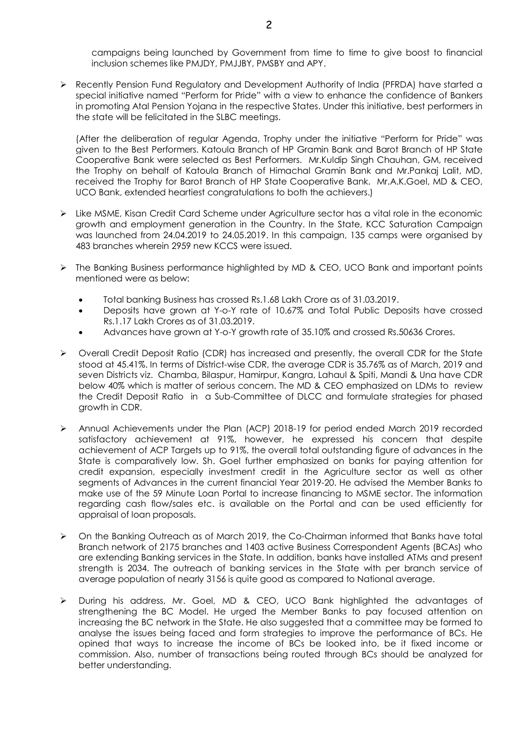campaigns being launched by Government from time to time to give boost to financial inclusion schemes like PMJDY, PMJJBY, PMSBY and APY.

- Recently Pension Fund Regulatory and Development Authority of India (PFRDA) have started a special initiative named "Perform for Pride" with a view to enhance the confidence of Bankers in promoting Atal Pension Yojana in the respective States. Under this initiative, best performers in the state will be felicitated in the SLBC meetings.

  (After the deliberation of regular Agenda, Trophy under the initiative "Perform for Pride" was given to the Best Performers. Katoula Branch of HP Gramin Bank and Barot Branch of HP State Cooperative Bank were selected as Best Performers. Mr.Kuldip Singh Chauhan, GM, received the Trophy on behalf of Katoula Branch of Himachal Gramin Bank and Mr.Pankaj Lalit, MD, received the Trophy for Barot Branch of HP State Cooperative Bank. Mr.A.K.Goel, MD & CEO, UCO Bank, extended heartiest congratulations to both the achievers.)

- Like MSME, Kisan Credit Card Scheme under Agriculture sector has a vital role in the economic growth and employment generation in the Country. In the State, KCC Saturation Campaign was launched from 24.04.2019 to 24.05.2019. In this campaign, 135 camps were organised by 483 branches wherein 2959 new KCCS were issued.

- The Banking Business performance highlighted by MD & CEO, UCO Bank and important points mentioned were as below:

  - Total banking Business has crossed Rs.1.68 Lakh Crore as of 31.03.2019.
  - Deposits have grown at Y-o-Y rate of 10.67% and Total Public Deposits have crossed Rs.1.17 Lakh Crores as of 31.03.2019.
  - Advances have grown at Y-o-Y growth rate of 35.10% and crossed Rs.50636 Crores.

- Overall Credit Deposit Ratio (CDR) has increased and presently, the overall CDR for the State stood at 45.41%. In terms of District-wise CDR, the average CDR is 35.76% as of March, 2019 and seven Districts viz. Chamba, Bilaspur, Hamirpur, Kangra, Lahaul & Spiti, Mandi & Una have CDR below 40% which is matter of serious concern. The MD & CEO emphasized on LDMs to review the Credit Deposit Ratio in a Sub-Committee of DLCC and formulate strategies for phased growth in CDR.

- Annual Achievements under the Plan (ACP) 2018-19 for period ended March 2019 recorded satisfactory achievement at 91%, however, he expressed his concern that despite achievement of ACP Targets up to 91%, the overall total outstanding figure of advances in the State is comparatively low. Sh. Goel further emphasized on banks for paying attention for credit expansion, especially investment credit in the Agriculture sector as well as other segments of Advances in the current financial Year 2019-20. He advised the Member Banks to make use of the 59 Minute Loan Portal to increase financing to MSME sector. The information regarding cash flow/sales etc. is available on the Portal and can be used efficiently for appraisal of loan proposals.

- On the Banking Outreach as of March 2019, the Co-Chairman informed that Banks have total Branch network of 2175 branches and 1403 active Business Correspondent Agents (BCAs) who are extending Banking services in the State. In addition, banks have installed ATMs and present strength is 2034. The outreach of banking services in the State with per branch service of average population of nearly 3156 is quite good as compared to National average.

- During his address, Mr. Goel, MD & CEO, UCO Bank highlighted the advantages of strengthening the BC Model. He urged the Member Banks to pay focused attention on increasing the BC network in the State. He also suggested that a committee may be formed to analyse the issues being faced and form strategies to improve the performance of BCs. He opined that ways to increase the income of BCs be looked into, be it fixed income or commission. Also, number of transactions being routed through BCs should be analyzed for better understanding.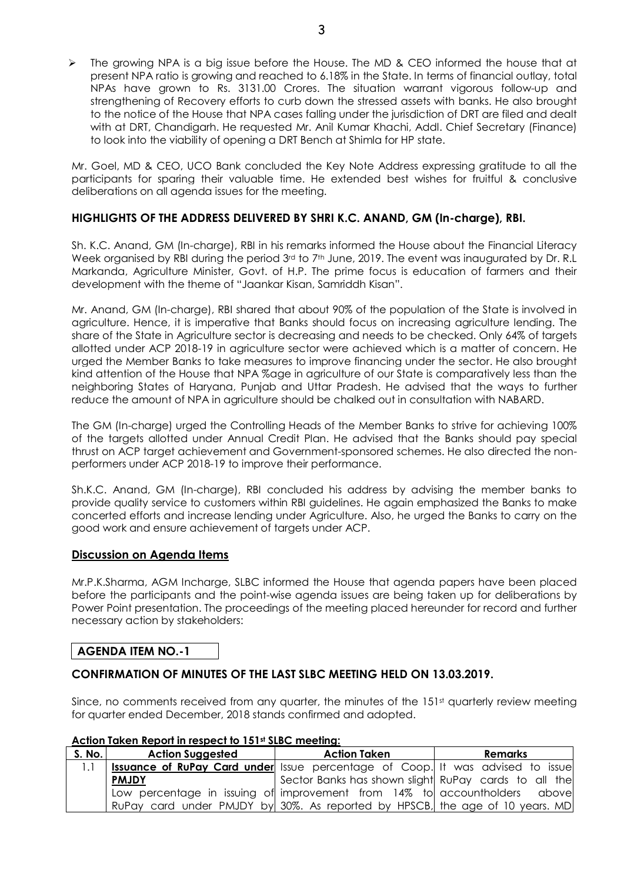- The growing NPA is a big issue before the House. The MD & CEO informed the house that at present NPA ratio is growing and reached to 6.18% in the State. In terms of financial outlay, total NPAs have grown to Rs. 3131.00 Crores. The situation warrant vigorous follow-up and strengthening of Recovery efforts to curb down the stressed assets with banks. He also brought to the notice of the House that NPA cases falling under the jurisdiction of DRT are filed and dealt with at DRT, Chandigarh. He requested Mr. Anil Kumar Khachi, Addl. Chief Secretary (Finance) to look into the viability of opening a DRT Bench at Shimla for HP state.

Mr. Goel, MD & CEO, UCO Bank concluded the Key Note Address expressing gratitude to all the participants for sparing their valuable time. He extended best wishes for fruitful & conclusive deliberations on all agenda issues for the meeting.

## HIGHLIGHTS OF THE ADDRESS DELIVERED BY SHRI K.C. ANAND, GM (In-charge), RBI.

Sh. K.C. Anand, GM (In-charge), RBI in his remarks informed the House about the Financial Literacy Week organised by RBI during the period 3rd to 7th June, 2019. The event was inaugurated by Dr. R.L Markanda, Agriculture Minister, Govt. of H.P. The prime focus is education of farmers and their development with the theme of "Jaankar Kisan, Samriddh Kisan".

Mr. Anand, GM (In-charge), RBI shared that about 90% of the population of the State is involved in agriculture. Hence, it is imperative that Banks should focus on increasing agriculture lending. The share of the State in Agriculture sector is decreasing and needs to be checked. Only 64% of targets allotted under ACP 2018-19 in agriculture sector were achieved which is a matter of concern. He urged the Member Banks to take measures to improve financing under the sector. He also brought kind attention of the House that NPA %age in agriculture of our State is comparatively less than the neighboring States of Haryana, Punjab and Uttar Pradesh. He advised that the ways to further reduce the amount of NPA in agriculture should be chalked out in consultation with NABARD.

The GM (In-charge) urged the Controlling Heads of the Member Banks to strive for achieving 100% of the targets allotted under Annual Credit Plan. He advised that the Banks should pay special thrust on ACP target achievement and Government-sponsored schemes. He also directed the non-performers under ACP 2018-19 to improve their performance.

Sh.K.C. Anand, GM (In-charge), RBI concluded his address by advising the member banks to provide quality service to customers within RBI guidelines. He again emphasized the Banks to make concerted efforts and increase lending under Agriculture. Also, he urged the Banks to carry on the good work and ensure achievement of targets under ACP.

## Discussion on Agenda Items

Mr.P.K.Sharma, AGM Incharge, SLBC informed the House that agenda papers have been placed before the participants and the point-wise agenda issues are being taken up for deliberations by Power Point presentation. The proceedings of the meeting placed hereunder for record and further necessary action by stakeholders:

## AGENDA ITEM NO.-1

## CONFIRMATION OF MINUTES OF THE LAST SLBC MEETING HELD ON 13.03.2019.

Since, no comments received from any quarter, the minutes of the 151st quarterly review meeting for quarter ended December, 2018 stands confirmed and adopted.

**Action Taken Report in respect to 151st SLBC meeting:**

| S. No. | Action Suggested | Action Taken | Remarks |
|---|---|---|---|
| 1.1 | **Issuance of RuPay Card under PMJDY** Low percentage in issuing of RuPay card under PMJDY by | Issue percentage of Coop. Sector Banks has shown slight improvement from 14% to 30%. As reported by HPSCB, | It was advised to issue RuPay cards to all the accountholders above the age of 10 years. MD |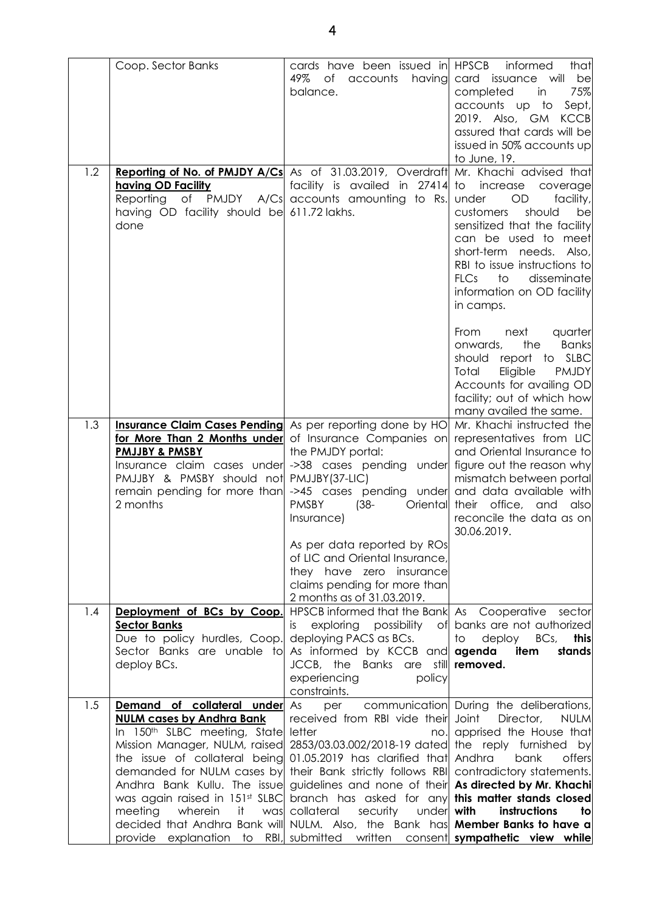|  | Coop. Sector Banks | cards have been issued in 49% of accounts having balance. | HPSCB informed that card issuance will be completed in 75% accounts up to Sept, 2019. Also, GM KCCB assured that cards will be issued in 50% accounts up to June, 19. |
|---|---|---|---|
| 1.2 | **Reporting of No. of PMJDY A/Cs having OD Facility**<br>Reporting of PMJDY A/Cs having OD facility should be done | As of 31.03.2019, Overdraft facility is availed in 27414 accounts amounting to Rs. 611.72 lakhs. | Mr. Khachi advised that to increase coverage under OD facility, customers should be sensitized that the facility can be used to meet short-term needs. Also, RBI to issue instructions to FLCs to disseminate information on OD facility in camps.<br><br>From next quarter onwards, the Banks should report to SLBC Total Eligible PMJDY Accounts for availing OD facility; out of which how many availed the same. |
| 1.3 | **Insurance Claim Cases Pending for More Than 2 Months under PMJJBY & PMSBY**<br>Insurance claim cases under PMJJBY & PMSBY should not remain pending for more than 2 months | As per reporting done by HO of Insurance Companies on the PMJDY portal:<br>->38 cases pending under PMJJBY(37-LIC)<br>->45 cases pending under PMSBY (38- Oriental Insurance)<br><br>As per data reported by ROs of LIC and Oriental Insurance, they have zero insurance claims pending for more than 2 months as of 31.03.2019. | Mr. Khachi instructed the representatives from LIC and Oriental Insurance to figure out the reason why mismatch between portal and data available with their office, and also reconcile the data as on 30.06.2019. |
| 1.4 | **Deployment of BCs by Coop. Sector Banks**<br>Due to policy hurdles, Coop. Sector Banks are unable to deploy BCs. | HPSCB informed that the Bank is exploring possibility of deploying PACS as BCs.<br>As informed by KCCB and JCCB, the Banks are still experiencing policy constraints. | As Cooperative sector banks are not authorized to deploy BCs, **this agenda item stands removed.** |
| 1.5 | **Demand of collateral under NULM cases by Andhra Bank**<br>In 150th SLBC meeting, State Mission Manager, NULM, raised the issue of collateral being demanded for NULM cases by Andhra Bank Kullu. The issue was again raised in 151st SLBC meeting wherein it was decided that Andhra Bank will provide explanation to RBI, | As per communication received from RBI vide their letter no. 2853/03.03.002/2018-19 dated 01.05.2019 has clarified that their Bank strictly follows RBI guidelines and none of their branch has asked for any collateral security under NULM. Also, the Bank has submitted written consent | During the deliberations, Joint Director, NULM apprised the House that the reply furnished by Andhra bank offers contradictory statements. **As directed by Mr. Khachi this matter stands closed with instructions to Member Banks to have a sympathetic view while** |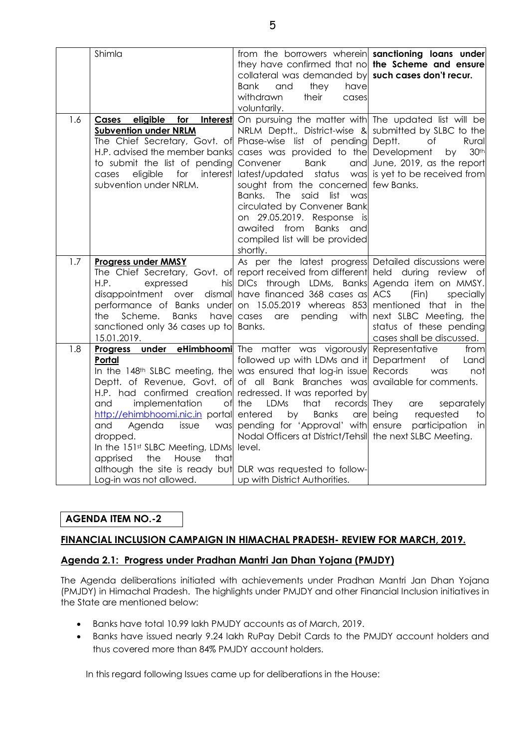| | | | |
|---|---|---|---|
| | Shimla | from the borrowers wherein they have confirmed that no collateral was demanded by Bank and they have withdrawn their cases voluntarily. | **sanctioning loans under the Scheme and ensure such cases don't recur.** |
| 1.6 | **Cases eligible for Interest Subvention under NRLM**<br>The Chief Secretary, Govt. of H.P. advised the member banks to submit the list of pending cases eligible for interest subvention under NRLM. | On pursuing the matter with NRLM Deptt., District-wise & Phase-wise list of pending cases was provided to the Convener Bank and latest/updated status was sought from the concerned Banks. The said list was circulated by Convener Bank on 29.05.2019. Response is awaited from Banks and compiled list will be provided shortly. | The updated list will be submitted by SLBC to the Deptt. of Rural Development by 30th June, 2019, as the report is yet to be received from few Banks. |
| 1.7 | **Progress under MMSY**<br>The Chief Secretary, Govt. of H.P. expressed his disappointment over dismal performance of Banks under the Scheme. Banks have sanctioned only 36 cases up to 15.01.2019. | As per the latest progress report received from different DICs through LDMs, Banks have financed 368 cases as on 15.05.2019 whereas 853 cases are pending with Banks. | Detailed discussions were held during review of Agenda item on MMSY. ACS (Fin) specially mentioned that in the next SLBC Meeting, the status of these pending cases shall be discussed. |
| 1.8 | **Progress under eHimbhoomi Portal**<br>In the 148th SLBC meeting, the Deptt. of Revenue, Govt. of H.P. had confirmed creation and implementation of http://ehimbhoomi.nic.in portal and Agenda issue was dropped.<br>In the 151st SLBC Meeting, LDMs apprised the House that although the site is ready but Log-in was not allowed. | The matter was vigorously followed up with LDMs and it was ensured that log-in issue of all Bank Branches was redressed. It was reported by the LDMs that records entered by Banks are pending for 'Approval' with Nodal Officers at District/Tehsil level.<br><br>DLR was requested to follow-up with District Authorities. | Representative from Department of Land Records was not available for comments.<br>They are separately being requested to ensure participation in the next SLBC Meeting. |

**AGENDA ITEM NO.-2**

## FINANCIAL INCLUSION CAMPAIGN IN HIMACHAL PRADESH- REVIEW FOR MARCH, 2019.

### Agenda 2.1: Progress under Pradhan Mantri Jan Dhan Yojana (PMJDY)

The Agenda deliberations initiated with achievements under Pradhan Mantri Jan Dhan Yojana (PMJDY) in Himachal Pradesh. The highlights under PMJDY and other Financial Inclusion initiatives in the State are mentioned below:

- Banks have total 10.99 lakh PMJDY accounts as of March, 2019.
- Banks have issued nearly 9.24 lakh RuPay Debit Cards to the PMJDY account holders and thus covered more than 84% PMJDY account holders.

In this regard following Issues came up for deliberations in the House: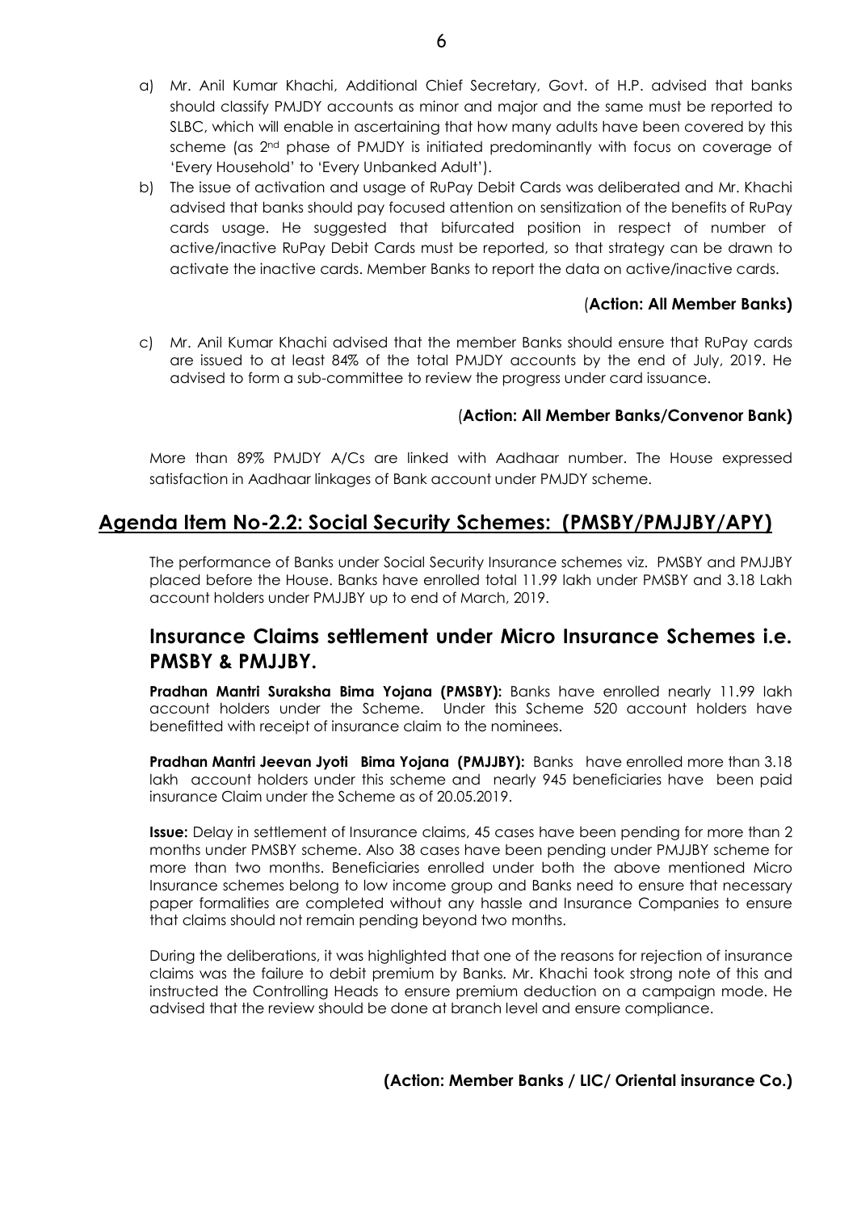a) Mr. Anil Kumar Khachi, Additional Chief Secretary, Govt. of H.P. advised that banks should classify PMJDY accounts as minor and major and the same must be reported to SLBC, which will enable in ascertaining that how many adults have been covered by this scheme (as 2nd phase of PMJDY is initiated predominantly with focus on coverage of 'Every Household' to 'Every Unbanked Adult').

b) The issue of activation and usage of RuPay Debit Cards was deliberated and Mr. Khachi advised that banks should pay focused attention on sensitization of the benefits of RuPay cards usage. He suggested that bifurcated position in respect of number of active/inactive RuPay Debit Cards must be reported, so that strategy can be drawn to activate the inactive cards. Member Banks to report the data on active/inactive cards.

**(Action: All Member Banks)**

c) Mr. Anil Kumar Khachi advised that the member Banks should ensure that RuPay cards are issued to at least 84% of the total PMJDY accounts by the end of July, 2019. He advised to form a sub-committee to review the progress under card issuance.

**(Action: All Member Banks/Convenor Bank)**

More than 89% PMJDY A/Cs are linked with Aadhaar number. The House expressed satisfaction in Aadhaar linkages of Bank account under PMJDY scheme.

## Agenda Item No-2.2: Social Security Schemes: (PMSBY/PMJJBY/APY)

The performance of Banks under Social Security Insurance schemes viz. PMSBY and PMJJBY placed before the House. Banks have enrolled total 11.99 lakh under PMSBY and 3.18 Lakh account holders under PMJJBY up to end of March, 2019.

## Insurance Claims settlement under Micro Insurance Schemes i.e. PMSBY & PMJJBY.

**Pradhan Mantri Suraksha Bima Yojana (PMSBY):** Banks have enrolled nearly 11.99 lakh account holders under the Scheme. Under this Scheme 520 account holders have benefitted with receipt of insurance claim to the nominees.

**Pradhan Mantri Jeevan Jyoti Bima Yojana (PMJJBY):** Banks have enrolled more than 3.18 lakh account holders under this scheme and nearly 945 beneficiaries have been paid insurance Claim under the Scheme as of 20.05.2019.

**Issue:** Delay in settlement of Insurance claims, 45 cases have been pending for more than 2 months under PMSBY scheme. Also 38 cases have been pending under PMJJBY scheme for more than two months. Beneficiaries enrolled under both the above mentioned Micro Insurance schemes belong to low income group and Banks need to ensure that necessary paper formalities are completed without any hassle and Insurance Companies to ensure that claims should not remain pending beyond two months.

During the deliberations, it was highlighted that one of the reasons for rejection of insurance claims was the failure to debit premium by Banks. Mr. Khachi took strong note of this and instructed the Controlling Heads to ensure premium deduction on a campaign mode. He advised that the review should be done at branch level and ensure compliance.

**(Action: Member Banks / LIC/ Oriental insurance Co.)**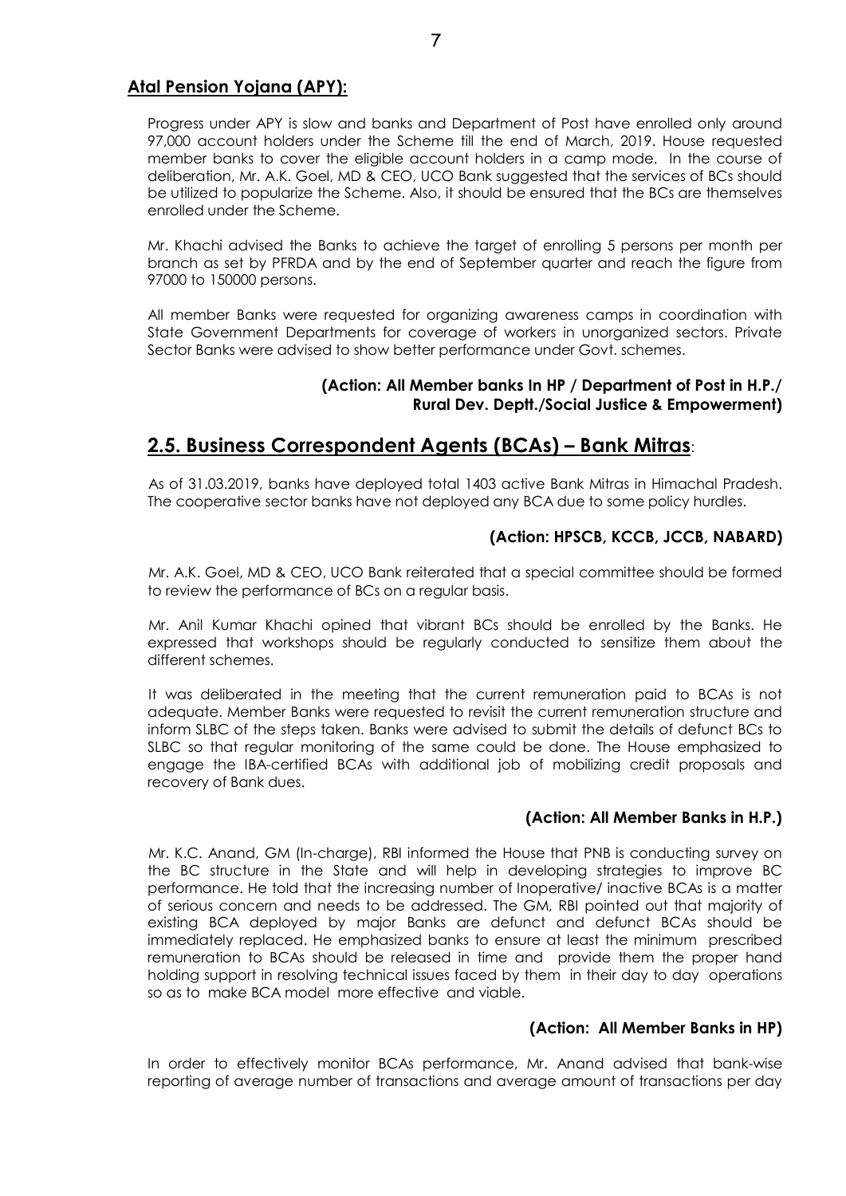### **Atal Pension Yojana (APY):**

Progress under APY is slow and banks and Department of Post have enrolled only around 97,000 account holders under the Scheme till the end of March, 2019. House requested member banks to cover the eligible account holders in a camp mode. In the course of deliberation, Mr. A.K. Goel, MD & CEO, UCO Bank suggested that the services of BCs should be utilized to popularize the Scheme. Also, it should be ensured that the BCs are themselves enrolled under the Scheme.

Mr. Khachi advised the Banks to achieve the target of enrolling 5 persons per month per branch as set by PFRDA and by the end of September quarter and reach the figure from 97000 to 150000 persons.

All member Banks were requested for organizing awareness camps in coordination with State Government Departments for coverage of workers in unorganized sectors. Private Sector Banks were advised to show better performance under Govt. schemes.

**(Action: All Member banks In HP / Department of Post in H.P./ Rural Dev. Deptt./Social Justice & Empowerment)**

## **2.5. Business Correspondent Agents (BCAs) – Bank Mitras**:

As of 31.03.2019, banks have deployed total 1403 active Bank Mitras in Himachal Pradesh. The cooperative sector banks have not deployed any BCA due to some policy hurdles.

**(Action: HPSCB, KCCB, JCCB, NABARD)**

Mr. A.K. Goel, MD & CEO, UCO Bank reiterated that a special committee should be formed to review the performance of BCs on a regular basis.

Mr. Anil Kumar Khachi opined that vibrant BCs should be enrolled by the Banks. He expressed that workshops should be regularly conducted to sensitize them about the different schemes.

It was deliberated in the meeting that the current remuneration paid to BCAs is not adequate. Member Banks were requested to revisit the current remuneration structure and inform SLBC of the steps taken. Banks were advised to submit the details of defunct BCs to SLBC so that regular monitoring of the same could be done. The House emphasized to engage the IBA-certified BCAs with additional job of mobilizing credit proposals and recovery of Bank dues.

**(Action: All Member Banks in H.P.)**

Mr. K.C. Anand, GM (In-charge), RBI informed the House that PNB is conducting survey on the BC structure in the State and will help in developing strategies to improve BC performance. He told that the increasing number of Inoperative/ inactive BCAs is a matter of serious concern and needs to be addressed. The GM, RBI pointed out that majority of existing BCA deployed by major Banks are defunct and defunct BCAs should be immediately replaced. He emphasized banks to ensure at least the minimum prescribed remuneration to BCAs should be released in time and provide them the proper hand holding support in resolving technical issues faced by them in their day to day operations so as to make BCA model more effective and viable.

**(Action: All Member Banks in HP)**

In order to effectively monitor BCAs performance, Mr. Anand advised that bank-wise reporting of average number of transactions and average amount of transactions per day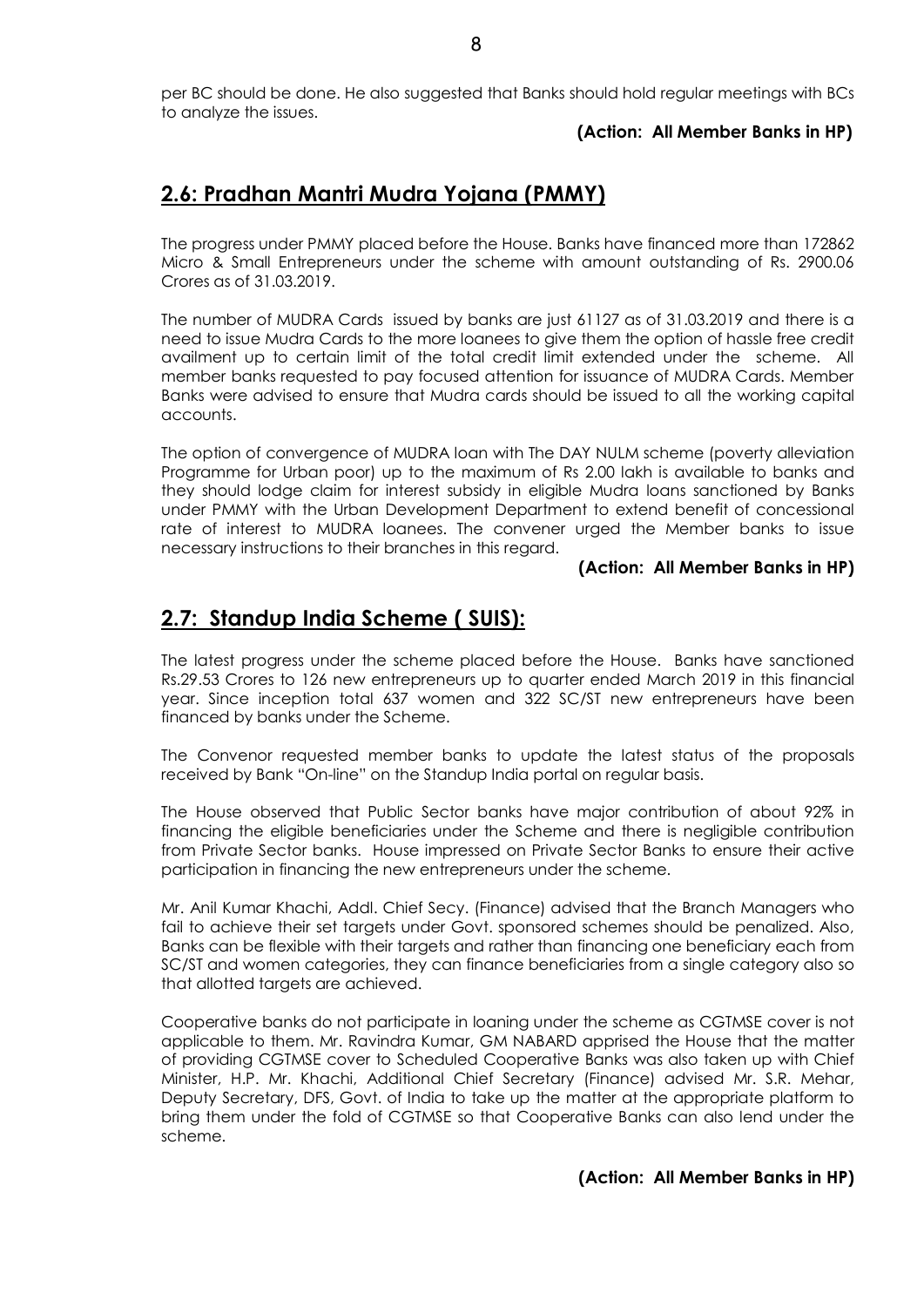per BC should be done. He also suggested that Banks should hold regular meetings with BCs to analyze the issues.

**(Action: All Member Banks in HP)**

## 2.6: Pradhan Mantri Mudra Yojana (PMMY)

The progress under PMMY placed before the House. Banks have financed more than 172862 Micro & Small Entrepreneurs under the scheme with amount outstanding of Rs. 2900.06 Crores as of 31.03.2019.

The number of MUDRA Cards issued by banks are just 61127 as of 31.03.2019 and there is a need to issue Mudra Cards to the more loanees to give them the option of hassle free credit availment up to certain limit of the total credit limit extended under the scheme. All member banks requested to pay focused attention for issuance of MUDRA Cards. Member Banks were advised to ensure that Mudra cards should be issued to all the working capital accounts.

The option of convergence of MUDRA loan with The DAY NULM scheme (poverty alleviation Programme for Urban poor) up to the maximum of Rs 2.00 lakh is available to banks and they should lodge claim for interest subsidy in eligible Mudra loans sanctioned by Banks under PMMY with the Urban Development Department to extend benefit of concessional rate of interest to MUDRA loanees. The convener urged the Member banks to issue necessary instructions to their branches in this regard.

**(Action: All Member Banks in HP)**

## 2.7: Standup India Scheme ( SUIS):

The latest progress under the scheme placed before the House. Banks have sanctioned Rs.29.53 Crores to 126 new entrepreneurs up to quarter ended March 2019 in this financial year. Since inception total 637 women and 322 SC/ST new entrepreneurs have been financed by banks under the Scheme.

The Convenor requested member banks to update the latest status of the proposals received by Bank "On-line" on the Standup India portal on regular basis.

The House observed that Public Sector banks have major contribution of about 92% in financing the eligible beneficiaries under the Scheme and there is negligible contribution from Private Sector banks. House impressed on Private Sector Banks to ensure their active participation in financing the new entrepreneurs under the scheme.

Mr. Anil Kumar Khachi, Addl. Chief Secy. (Finance) advised that the Branch Managers who fail to achieve their set targets under Govt. sponsored schemes should be penalized. Also, Banks can be flexible with their targets and rather than financing one beneficiary each from SC/ST and women categories, they can finance beneficiaries from a single category also so that allotted targets are achieved.

Cooperative banks do not participate in loaning under the scheme as CGTMSE cover is not applicable to them. Mr. Ravindra Kumar, GM NABARD apprised the House that the matter of providing CGTMSE cover to Scheduled Cooperative Banks was also taken up with Chief Minister, H.P. Mr. Khachi, Additional Chief Secretary (Finance) advised Mr. S.R. Mehar, Deputy Secretary, DFS, Govt. of India to take up the matter at the appropriate platform to bring them under the fold of CGTMSE so that Cooperative Banks can also lend under the scheme.

**(Action: All Member Banks in HP)**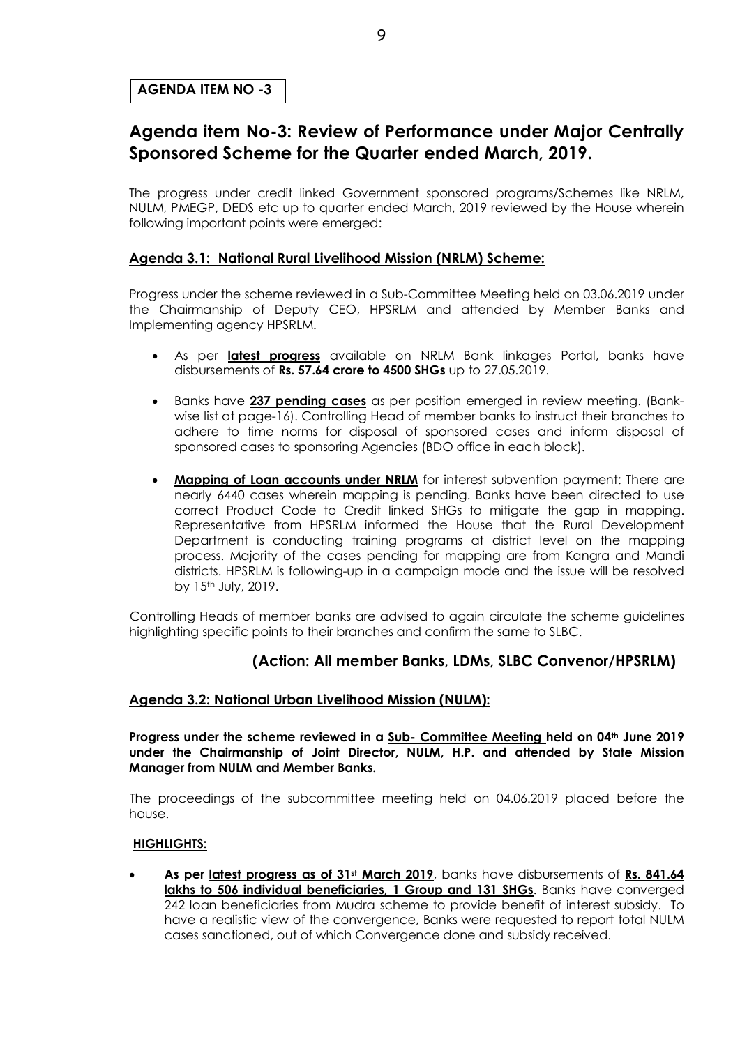**AGENDA ITEM NO -3**

## Agenda item No-3: Review of Performance under Major Centrally Sponsored Scheme for the Quarter ended March, 2019.

The progress under credit linked Government sponsored programs/Schemes like NRLM, NULM, PMEGP, DEDS etc up to quarter ended March, 2019 reviewed by the House wherein following important points were emerged:

### Agenda 3.1: National Rural Livelihood Mission (NRLM) Scheme:

Progress under the scheme reviewed in a Sub-Committee Meeting held on 03.06.2019 under the Chairmanship of Deputy CEO, HPSRLM and attended by Member Banks and Implementing agency HPSRLM.

- As per **latest progress** available on NRLM Bank linkages Portal, banks have disbursements of **Rs. 57.64 crore to 4500 SHGs** up to 27.05.2019.
- Banks have **237 pending cases** as per position emerged in review meeting. (Bank-wise list at page-16). Controlling Head of member banks to instruct their branches to adhere to time norms for disposal of sponsored cases and inform disposal of sponsored cases to sponsoring Agencies (BDO office in each block).
- **Mapping of Loan accounts under NRLM** for interest subvention payment: There are nearly 6440 cases wherein mapping is pending. Banks have been directed to use correct Product Code to Credit linked SHGs to mitigate the gap in mapping. Representative from HPSRLM informed the House that the Rural Development Department is conducting training programs at district level on the mapping process. Majority of the cases pending for mapping are from Kangra and Mandi districts. HPSRLM is following-up in a campaign mode and the issue will be resolved by 15th July, 2019.

Controlling Heads of member banks are advised to again circulate the scheme guidelines highlighting specific points to their branches and confirm the same to SLBC.

**(Action: All member Banks, LDMs, SLBC Convenor/HPSRLM)**

### Agenda 3.2: National Urban Livelihood Mission (NULM):

**Progress under the scheme reviewed in a Sub- Committee Meeting held on 04th June 2019 under the Chairmanship of Joint Director, NULM, H.P. and attended by State Mission Manager from NULM and Member Banks.**

The proceedings of the subcommittee meeting held on 04.06.2019 placed before the house.

**HIGHLIGHTS:**

- **As per latest progress as of 31st March 2019**, banks have disbursements of **Rs. 841.64 lakhs to 506 individual beneficiaries, 1 Group and 131 SHGs**. Banks have converged 242 loan beneficiaries from Mudra scheme to provide benefit of interest subsidy. To have a realistic view of the convergence, Banks were requested to report total NULM cases sanctioned, out of which Convergence done and subsidy received.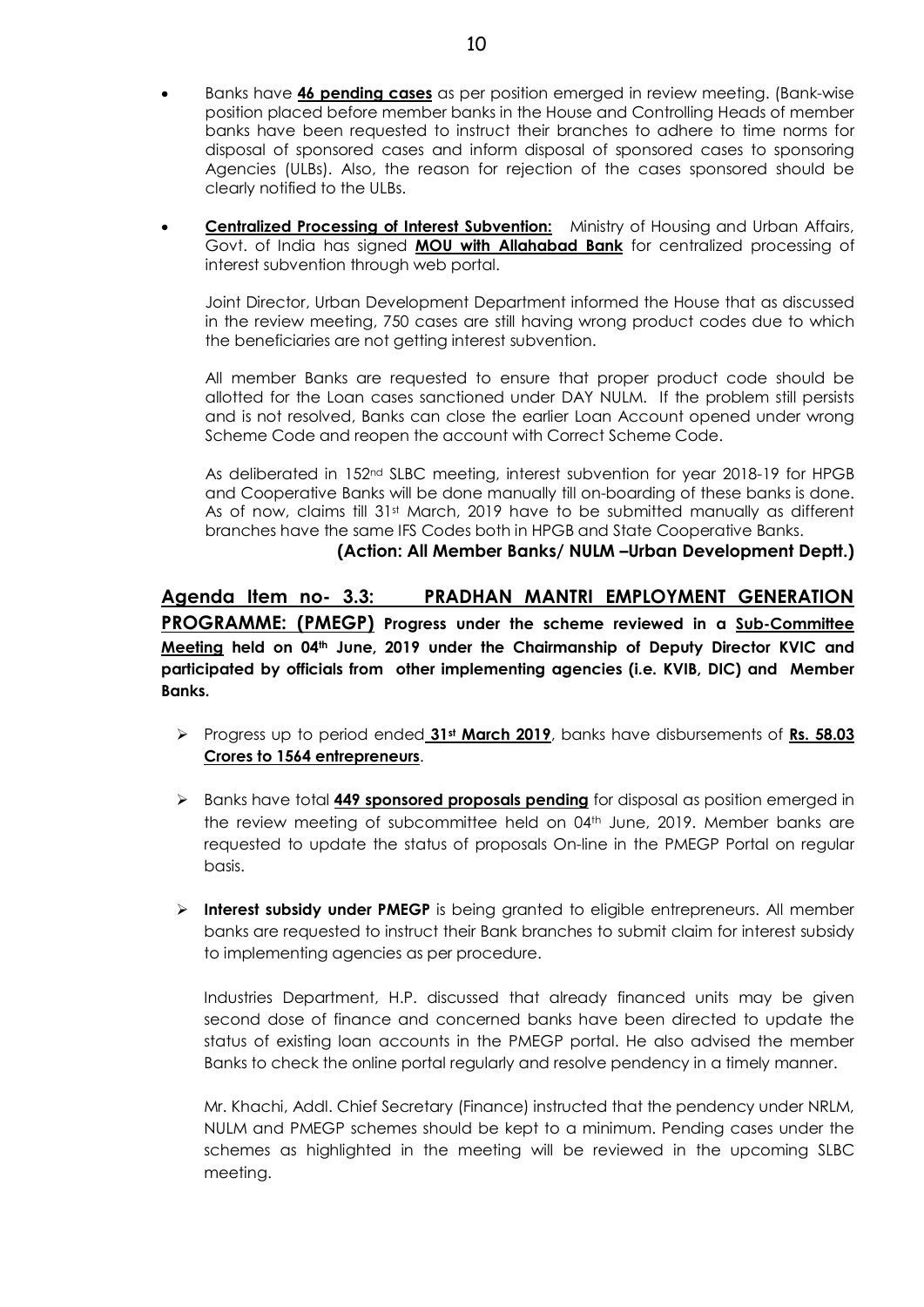- Banks have **46 pending cases** as per position emerged in review meeting. (Bank-wise position placed before member banks in the House and Controlling Heads of member banks have been requested to instruct their branches to adhere to time norms for disposal of sponsored cases and inform disposal of sponsored cases to sponsoring Agencies (ULBs). Also, the reason for rejection of the cases sponsored should be clearly notified to the ULBs.

- **Centralized Processing of Interest Subvention:** Ministry of Housing and Urban Affairs, Govt. of India has signed **MOU with Allahabad Bank** for centralized processing of interest subvention through web portal.

  Joint Director, Urban Development Department informed the House that as discussed in the review meeting, 750 cases are still having wrong product codes due to which the beneficiaries are not getting interest subvention.

  All member Banks are requested to ensure that proper product code should be allotted for the Loan cases sanctioned under DAY NULM. If the problem still persists and is not resolved, Banks can close the earlier Loan Account opened under wrong Scheme Code and reopen the account with Correct Scheme Code.

  As deliberated in 152nd SLBC meeting, interest subvention for year 2018-19 for HPGB and Cooperative Banks will be done manually till on-boarding of these banks is done. As of now, claims till 31st March, 2019 have to be submitted manually as different branches have the same IFS Codes both in HPGB and State Cooperative Banks.

**(Action: All Member Banks/ NULM –Urban Development Deptt.)**

## Agenda Item no- 3.3: PRADHAN MANTRI EMPLOYMENT GENERATION PROGRAMME: (PMEGP) Progress under the scheme reviewed in a Sub-Committee Meeting held on 04th June, 2019 under the Chairmanship of Deputy Director KVIC and participated by officials from other implementing agencies (i.e. KVIB, DIC) and Member Banks.

- Progress up to period ended **31st March 2019**, banks have disbursements of **Rs. 58.03 Crores to 1564 entrepreneurs**.

- Banks have total **449 sponsored proposals pending** for disposal as position emerged in the review meeting of subcommittee held on 04th June, 2019. Member banks are requested to update the status of proposals On-line in the PMEGP Portal on regular basis.

- **Interest subsidy under PMEGP** is being granted to eligible entrepreneurs. All member banks are requested to instruct their Bank branches to submit claim for interest subsidy to implementing agencies as per procedure.

  Industries Department, H.P. discussed that already financed units may be given second dose of finance and concerned banks have been directed to update the status of existing loan accounts in the PMEGP portal. He also advised the member Banks to check the online portal regularly and resolve pendency in a timely manner.

  Mr. Khachi, Addl. Chief Secretary (Finance) instructed that the pendency under NRLM, NULM and PMEGP schemes should be kept to a minimum. Pending cases under the schemes as highlighted in the meeting will be reviewed in the upcoming SLBC meeting.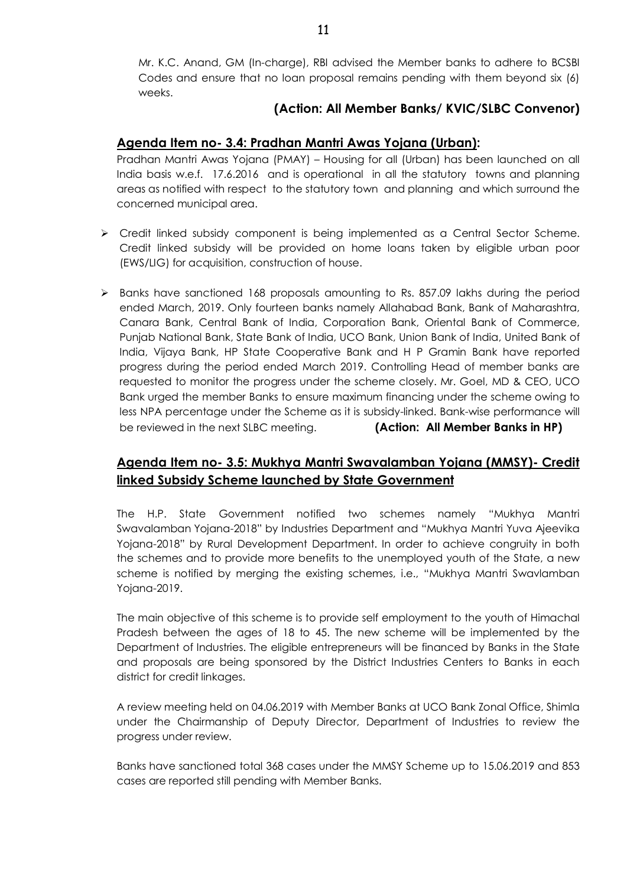Mr. K.C. Anand, GM (In-charge), RBI advised the Member banks to adhere to BCSBI Codes and ensure that no loan proposal remains pending with them beyond six (6) weeks.

**(Action: All Member Banks/ KVIC/SLBC Convenor)**

## Agenda Item no- 3.4: Pradhan Mantri Awas Yojana (Urban):

Pradhan Mantri Awas Yojana (PMAY) – Housing for all (Urban) has been launched on all India basis w.e.f. 17.6.2016 and is operational in all the statutory towns and planning areas as notified with respect to the statutory town and planning and which surround the concerned municipal area.

- Credit linked subsidy component is being implemented as a Central Sector Scheme. Credit linked subsidy will be provided on home loans taken by eligible urban poor (EWS/LIG) for acquisition, construction of house.

- Banks have sanctioned 168 proposals amounting to Rs. 857.09 lakhs during the period ended March, 2019. Only fourteen banks namely Allahabad Bank, Bank of Maharashtra, Canara Bank, Central Bank of India, Corporation Bank, Oriental Bank of Commerce, Punjab National Bank, State Bank of India, UCO Bank, Union Bank of India, United Bank of India, Vijaya Bank, HP State Cooperative Bank and H P Gramin Bank have reported progress during the period ended March 2019. Controlling Head of member banks are requested to monitor the progress under the scheme closely. Mr. Goel, MD & CEO, UCO Bank urged the member Banks to ensure maximum financing under the scheme owing to less NPA percentage under the Scheme as it is subsidy-linked. Bank-wise performance will be reviewed in the next SLBC meeting. **(Action: All Member Banks in HP)**

## Agenda Item no- 3.5: Mukhya Mantri Swavalamban Yojana (MMSY)- Credit linked Subsidy Scheme launched by State Government

The H.P. State Government notified two schemes namely "Mukhya Mantri Swavalamban Yojana-2018" by Industries Department and "Mukhya Mantri Yuva Ajeevika Yojana-2018" by Rural Development Department. In order to achieve congruity in both the schemes and to provide more benefits to the unemployed youth of the State, a new scheme is notified by merging the existing schemes, i.e., "Mukhya Mantri Swavlamban Yojana-2019.

The main objective of this scheme is to provide self employment to the youth of Himachal Pradesh between the ages of 18 to 45. The new scheme will be implemented by the Department of Industries. The eligible entrepreneurs will be financed by Banks in the State and proposals are being sponsored by the District Industries Centers to Banks in each district for credit linkages.

A review meeting held on 04.06.2019 with Member Banks at UCO Bank Zonal Office, Shimla under the Chairmanship of Deputy Director, Department of Industries to review the progress under review.

Banks have sanctioned total 368 cases under the MMSY Scheme up to 15.06.2019 and 853 cases are reported still pending with Member Banks.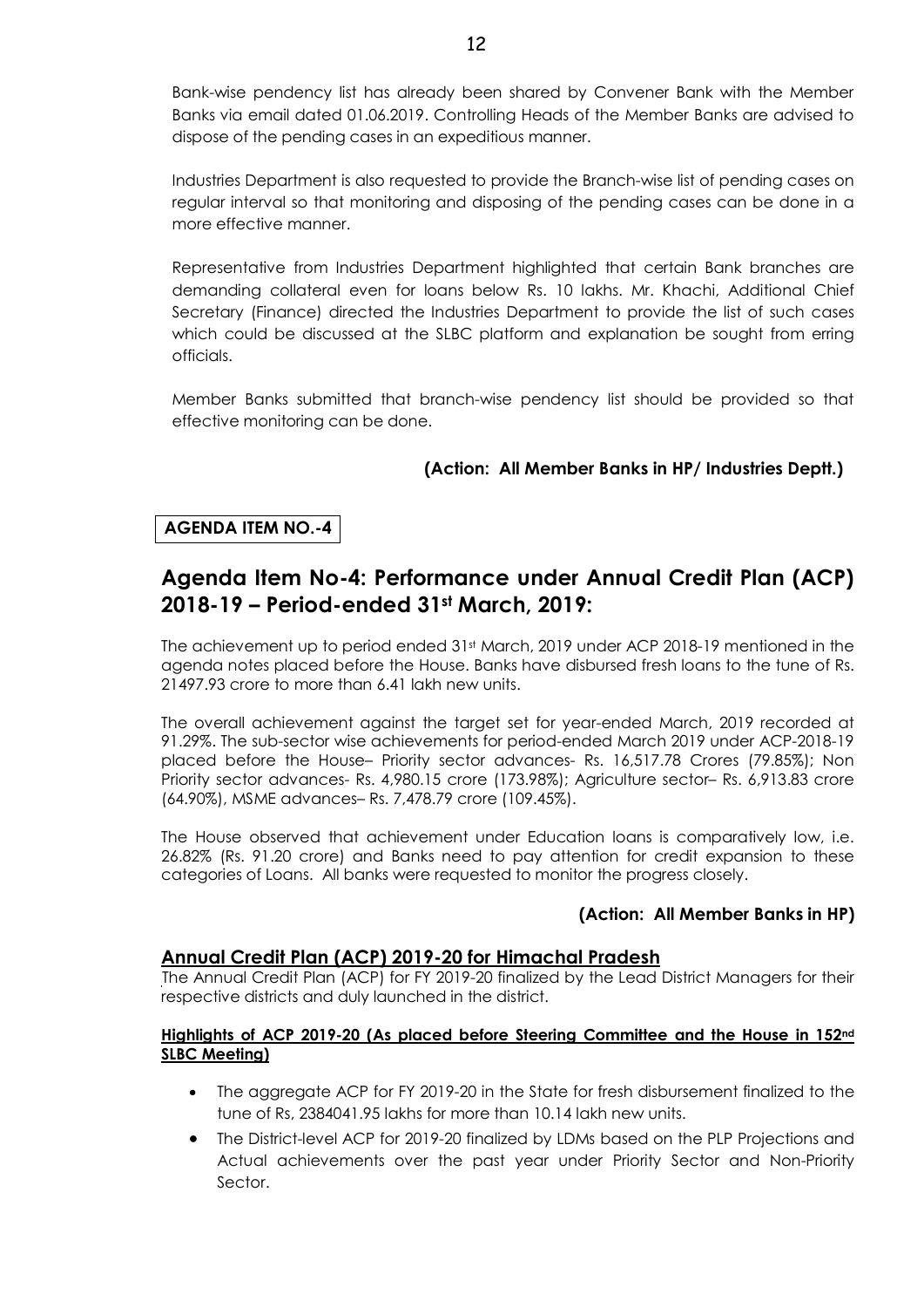Bank-wise pendency list has already been shared by Convener Bank with the Member Banks via email dated 01.06.2019. Controlling Heads of the Member Banks are advised to dispose of the pending cases in an expeditious manner.

Industries Department is also requested to provide the Branch-wise list of pending cases on regular interval so that monitoring and disposing of the pending cases can be done in a more effective manner.

Representative from Industries Department highlighted that certain Bank branches are demanding collateral even for loans below Rs. 10 lakhs. Mr. Khachi, Additional Chief Secretary (Finance) directed the Industries Department to provide the list of such cases which could be discussed at the SLBC platform and explanation be sought from erring officials.

Member Banks submitted that branch-wise pendency list should be provided so that effective monitoring can be done.

**(Action: All Member Banks in HP/ Industries Deptt.)**

**AGENDA ITEM NO.-4**

## Agenda Item No-4: Performance under Annual Credit Plan (ACP) 2018-19 – Period-ended 31st March, 2019:

The achievement up to period ended 31st March, 2019 under ACP 2018-19 mentioned in the agenda notes placed before the House. Banks have disbursed fresh loans to the tune of Rs. 21497.93 crore to more than 6.41 lakh new units.

The overall achievement against the target set for year-ended March, 2019 recorded at 91.29%. The sub-sector wise achievements for period-ended March 2019 under ACP-2018-19 placed before the House– Priority sector advances- Rs. 16,517.78 Crores (79.85%); Non Priority sector advances- Rs. 4,980.15 crore (173.98%); Agriculture sector– Rs. 6,913.83 crore (64.90%), MSME advances– Rs. 7,478.79 crore (109.45%).

The House observed that achievement under Education loans is comparatively low, i.e. 26.82% (Rs. 91.20 crore) and Banks need to pay attention for credit expansion to these categories of Loans. All banks were requested to monitor the progress closely.

**(Action: All Member Banks in HP)**

### Annual Credit Plan (ACP) 2019-20 for Himachal Pradesh

The Annual Credit Plan (ACP) for FY 2019-20 finalized by the Lead District Managers for their respective districts and duly launched in the district.

**Highlights of ACP 2019-20 (As placed before Steering Committee and the House in 152nd SLBC Meeting)**

- The aggregate ACP for FY 2019-20 in the State for fresh disbursement finalized to the tune of Rs, 2384041.95 lakhs for more than 10.14 lakh new units.
- The District-level ACP for 2019-20 finalized by LDMs based on the PLP Projections and Actual achievements over the past year under Priority Sector and Non-Priority Sector.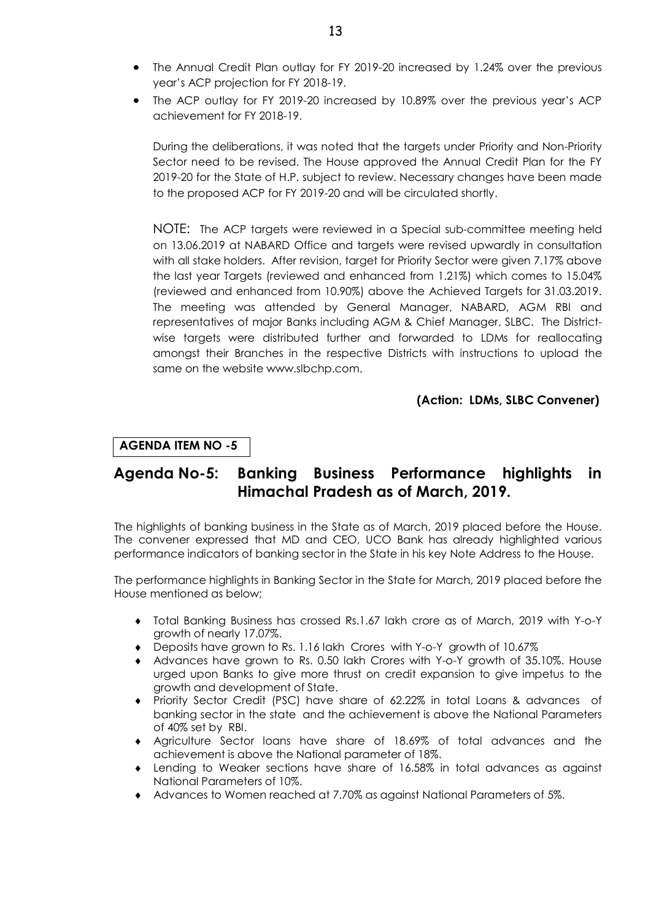- The Annual Credit Plan outlay for FY 2019-20 increased by 1.24% over the previous year's ACP projection for FY 2018-19.
- The ACP outlay for FY 2019-20 increased by 10.89% over the previous year's ACP achievement for FY 2018-19.

During the deliberations, it was noted that the targets under Priority and Non-Priority Sector need to be revised. The House approved the Annual Credit Plan for the FY 2019-20 for the State of H.P. subject to review. Necessary changes have been made to the proposed ACP for FY 2019-20 and will be circulated shortly.

NOTE: The ACP targets were reviewed in a Special sub-committee meeting held on 13.06.2019 at NABARD Office and targets were revised upwardly in consultation with all stake holders. After revision, target for Priority Sector were given 7.17% above the last year Targets (reviewed and enhanced from 1.21%) which comes to 15.04% (reviewed and enhanced from 10.90%) above the Achieved Targets for 31.03.2019. The meeting was attended by General Manager, NABARD, AGM RBI and representatives of major Banks including AGM & Chief Manager, SLBC. The District-wise targets were distributed further and forwarded to LDMs for reallocating amongst their Branches in the respective Districts with instructions to upload the same on the website www.slbchp.com.

**(Action: LDMs, SLBC Convener)**

**AGENDA ITEM NO -5**

## Agenda No-5: Banking Business Performance highlights in Himachal Pradesh as of March, 2019.

The highlights of banking business in the State as of March, 2019 placed before the House. The convener expressed that MD and CEO, UCO Bank has already highlighted various performance indicators of banking sector in the State in his key Note Address to the House.

The performance highlights in Banking Sector in the State for March, 2019 placed before the House mentioned as below;

- Total Banking Business has crossed Rs.1.67 lakh crore as of March, 2019 with Y-o-Y growth of nearly 17.07%.
- Deposits have grown to Rs. 1.16 lakh Crores with Y-o-Y growth of 10.67%
- Advances have grown to Rs. 0.50 lakh Crores with Y-o-Y growth of 35.10%. House urged upon Banks to give more thrust on credit expansion to give impetus to the growth and development of State.
- Priority Sector Credit (PSC) have share of 62.22% in total Loans & advances of banking sector in the state and the achievement is above the National Parameters of 40% set by RBI.
- Agriculture Sector loans have share of 18.69% of total advances and the achievement is above the National parameter of 18%.
- Lending to Weaker sections have share of 16.58% in total advances as against National Parameters of 10%.
- Advances to Women reached at 7.70% as against National Parameters of 5%.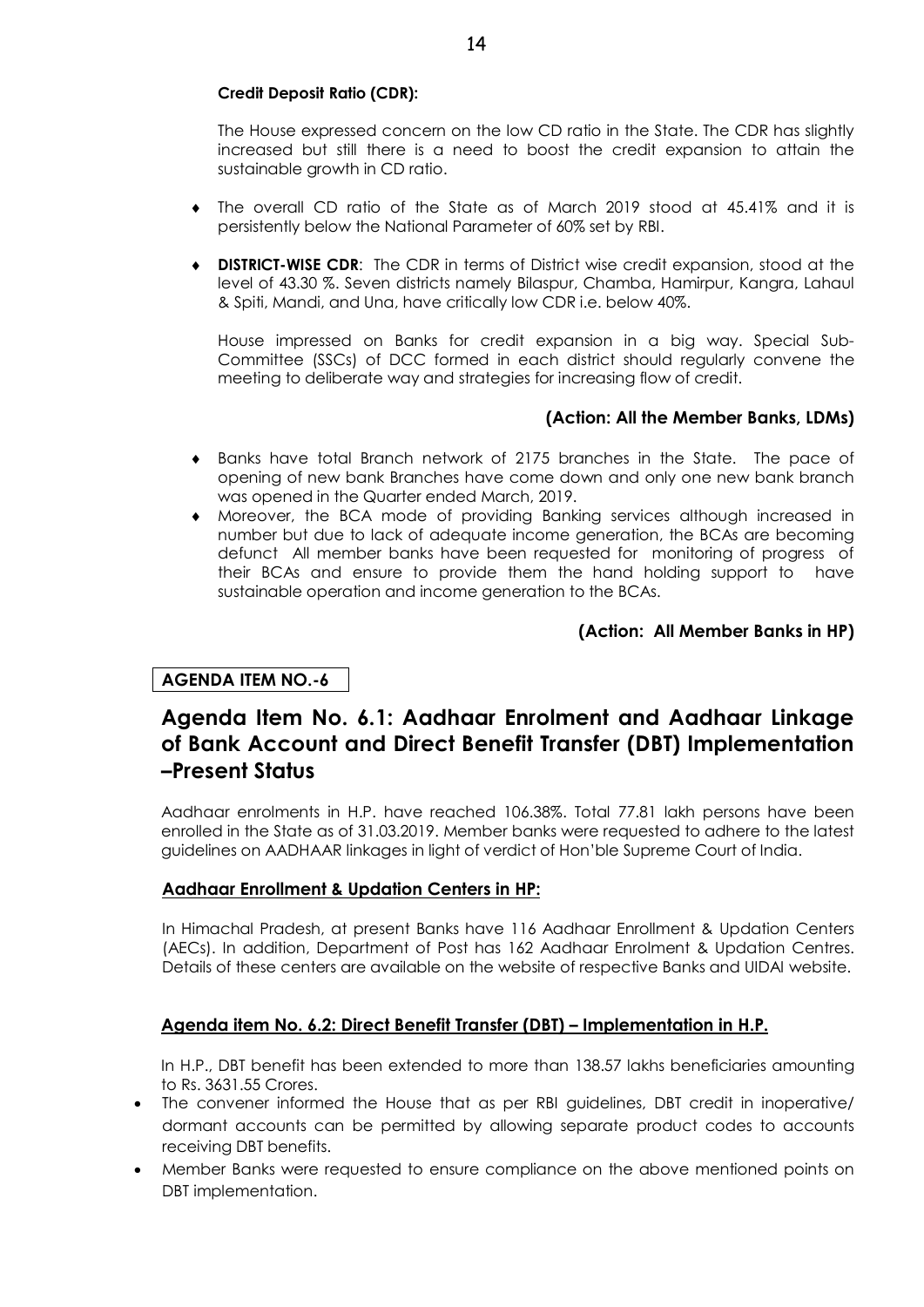**Credit Deposit Ratio (CDR):**

The House expressed concern on the low CD ratio in the State. The CDR has slightly increased but still there is a need to boost the credit expansion to attain the sustainable growth in CD ratio.

- The overall CD ratio of the State as of March 2019 stood at 45.41% and it is persistently below the National Parameter of 60% set by RBI.
- **DISTRICT-WISE CDR**: The CDR in terms of District wise credit expansion, stood at the level of 43.30 %. Seven districts namely Bilaspur, Chamba, Hamirpur, Kangra, Lahaul & Spiti, Mandi, and Una, have critically low CDR i.e. below 40%.

  House impressed on Banks for credit expansion in a big way. Special Sub-Committee (SSCs) of DCC formed in each district should regularly convene the meeting to deliberate way and strategies for increasing flow of credit.

**(Action: All the Member Banks, LDMs)**

- Banks have total Branch network of 2175 branches in the State. The pace of opening of new bank Branches have come down and only one new bank branch was opened in the Quarter ended March, 2019.
- Moreover, the BCA mode of providing Banking services although increased in number but due to lack of adequate income generation, the BCAs are becoming defunct All member banks have been requested for monitoring of progress of their BCAs and ensure to provide them the hand holding support to have sustainable operation and income generation to the BCAs.

**(Action: All Member Banks in HP)**

**AGENDA ITEM NO.-6**

## Agenda Item No. 6.1: Aadhaar Enrolment and Aadhaar Linkage of Bank Account and Direct Benefit Transfer (DBT) Implementation –Present Status

Aadhaar enrolments in H.P. have reached 106.38%. Total 77.81 lakh persons have been enrolled in the State as of 31.03.2019. Member banks were requested to adhere to the latest guidelines on AADHAAR linkages in light of verdict of Hon'ble Supreme Court of India.

**Aadhaar Enrollment & Updation Centers in HP:**

In Himachal Pradesh, at present Banks have 116 Aadhaar Enrollment & Updation Centers (AECs). In addition, Department of Post has 162 Aadhaar Enrolment & Updation Centres. Details of these centers are available on the website of respective Banks and UIDAI website.

**Agenda item No. 6.2: Direct Benefit Transfer (DBT) – Implementation in H.P.**

In H.P., DBT benefit has been extended to more than 138.57 lakhs beneficiaries amounting to Rs. 3631.55 Crores.

- The convener informed the House that as per RBI guidelines, DBT credit in inoperative/ dormant accounts can be permitted by allowing separate product codes to accounts receiving DBT benefits.
- Member Banks were requested to ensure compliance on the above mentioned points on DBT implementation.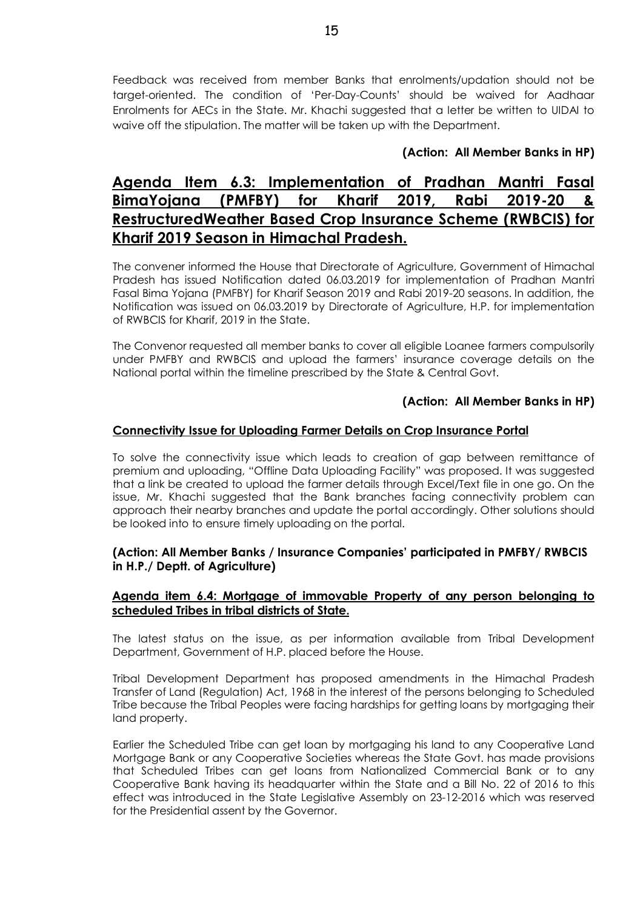Feedback was received from member Banks that enrolments/updation should not be target-oriented. The condition of 'Per-Day-Counts' should be waived for Aadhaar Enrolments for AECs in the State. Mr. Khachi suggested that a letter be written to UIDAI to waive off the stipulation. The matter will be taken up with the Department.

**(Action: All Member Banks in HP)**

## Agenda Item 6.3: Implementation of Pradhan Mantri Fasal BimaYojana (PMFBY) for Kharif 2019, Rabi 2019-20 & RestructuredWeather Based Crop Insurance Scheme (RWBCIS) for Kharif 2019 Season in Himachal Pradesh.

The convener informed the House that Directorate of Agriculture, Government of Himachal Pradesh has issued Notification dated 06.03.2019 for implementation of Pradhan Mantri Fasal Bima Yojana (PMFBY) for Kharif Season 2019 and Rabi 2019-20 seasons. In addition, the Notification was issued on 06.03.2019 by Directorate of Agriculture, H.P. for implementation of RWBCIS for Kharif, 2019 in the State.

The Convenor requested all member banks to cover all eligible Loanee farmers compulsorily under PMFBY and RWBCIS and upload the farmers' insurance coverage details on the National portal within the timeline prescribed by the State & Central Govt.

**(Action: All Member Banks in HP)**

**Connectivity Issue for Uploading Farmer Details on Crop Insurance Portal**

To solve the connectivity issue which leads to creation of gap between remittance of premium and uploading, "Offline Data Uploading Facility" was proposed. It was suggested that a link be created to upload the farmer details through Excel/Text file in one go. On the issue, Mr. Khachi suggested that the Bank branches facing connectivity problem can approach their nearby branches and update the portal accordingly. Other solutions should be looked into to ensure timely uploading on the portal.

**(Action: All Member Banks / Insurance Companies' participated in PMFBY/ RWBCIS in H.P./ Deptt. of Agriculture)**

**Agenda item 6.4: Mortgage of immovable Property of any person belonging to scheduled Tribes in tribal districts of State.**

The latest status on the issue, as per information available from Tribal Development Department, Government of H.P. placed before the House.

Tribal Development Department has proposed amendments in the Himachal Pradesh Transfer of Land (Regulation) Act, 1968 in the interest of the persons belonging to Scheduled Tribe because the Tribal Peoples were facing hardships for getting loans by mortgaging their land property.

Earlier the Scheduled Tribe can get loan by mortgaging his land to any Cooperative Land Mortgage Bank or any Cooperative Societies whereas the State Govt. has made provisions that Scheduled Tribes can get loans from Nationalized Commercial Bank or to any Cooperative Bank having its headquarter within the State and a Bill No. 22 of 2016 to this effect was introduced in the State Legislative Assembly on 23-12-2016 which was reserved for the Presidential assent by the Governor.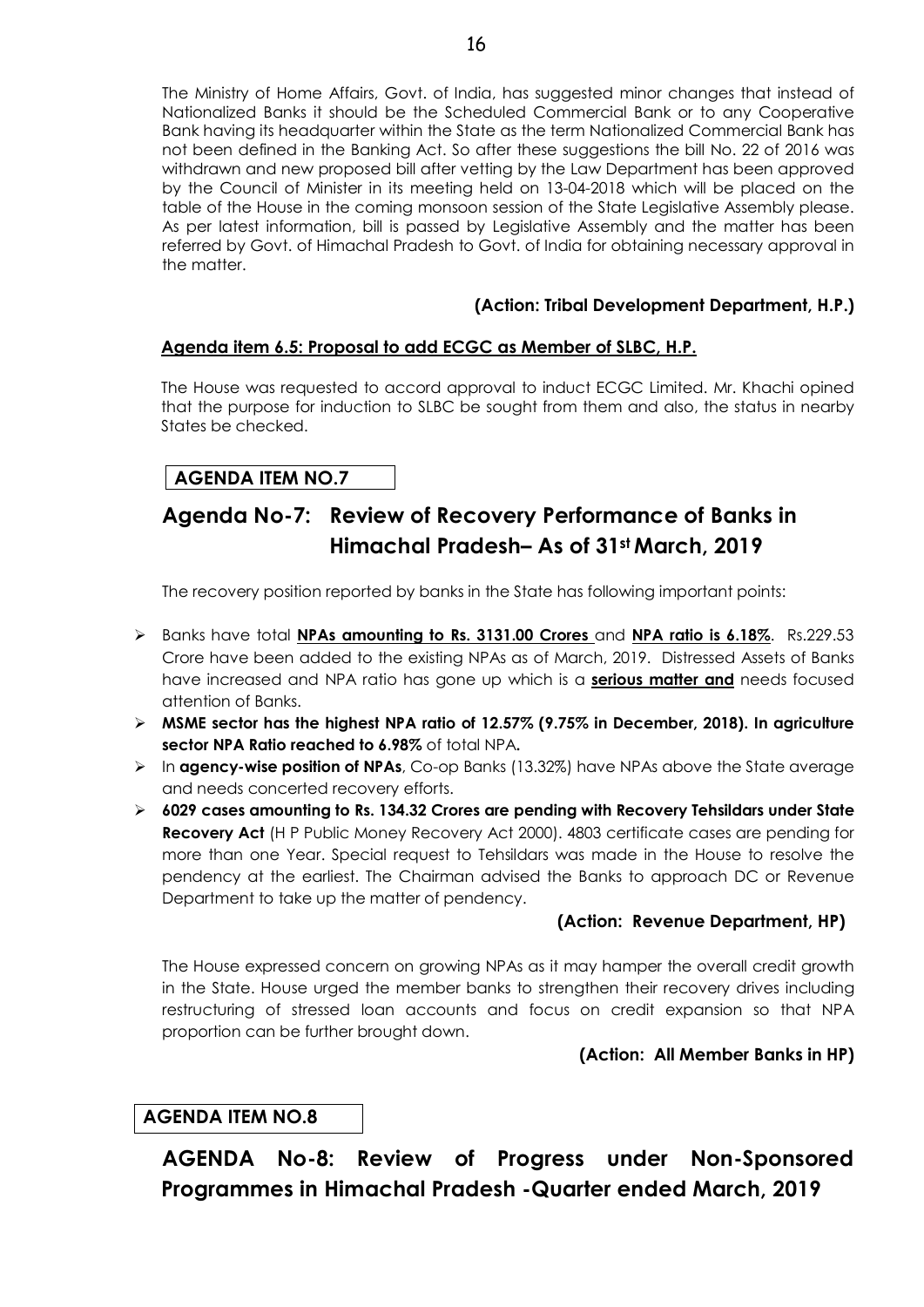The Ministry of Home Affairs, Govt. of India, has suggested minor changes that instead of Nationalized Banks it should be the Scheduled Commercial Bank or to any Cooperative Bank having its headquarter within the State as the term Nationalized Commercial Bank has not been defined in the Banking Act. So after these suggestions the bill No. 22 of 2016 was withdrawn and new proposed bill after vetting by the Law Department has been approved by the Council of Minister in its meeting held on 13-04-2018 which will be placed on the table of the House in the coming monsoon session of the State Legislative Assembly please. As per latest information, bill is passed by Legislative Assembly and the matter has been referred by Govt. of Himachal Pradesh to Govt. of India for obtaining necessary approval in the matter.

**(Action: Tribal Development Department, H.P.)**

**Agenda item 6.5: Proposal to add ECGC as Member of SLBC, H.P.**

The House was requested to accord approval to induct ECGC Limited. Mr. Khachi opined that the purpose for induction to SLBC be sought from them and also, the status in nearby States be checked.

**AGENDA ITEM NO.7**

## Agenda No-7: Review of Recovery Performance of Banks in Himachal Pradesh– As of 31st March, 2019

The recovery position reported by banks in the State has following important points:

- Banks have total **NPAs amounting to Rs. 3131.00 Crores** and **NPA ratio is 6.18%**. Rs.229.53 Crore have been added to the existing NPAs as of March, 2019. Distressed Assets of Banks have increased and NPA ratio has gone up which is a **serious matter and** needs focused attention of Banks.
- **MSME sector has the highest NPA ratio of 12.57% (9.75% in December, 2018). In agriculture sector NPA Ratio reached to 6.98%** of total NPA**.**
- In **agency-wise position of NPAs**, Co-op Banks (13.32%) have NPAs above the State average and needs concerted recovery efforts.
- **6029 cases amounting to Rs. 134.32 Crores are pending with Recovery Tehsildars under State Recovery Act** (H P Public Money Recovery Act 2000). 4803 certificate cases are pending for more than one Year. Special request to Tehsildars was made in the House to resolve the pendency at the earliest. The Chairman advised the Banks to approach DC or Revenue Department to take up the matter of pendency.

**(Action: Revenue Department, HP)**

The House expressed concern on growing NPAs as it may hamper the overall credit growth in the State. House urged the member banks to strengthen their recovery drives including restructuring of stressed loan accounts and focus on credit expansion so that NPA proportion can be further brought down.

**(Action: All Member Banks in HP)**

**AGENDA ITEM NO.8**

## AGENDA No-8: Review of Progress under Non-Sponsored Programmes in Himachal Pradesh -Quarter ended March, 2019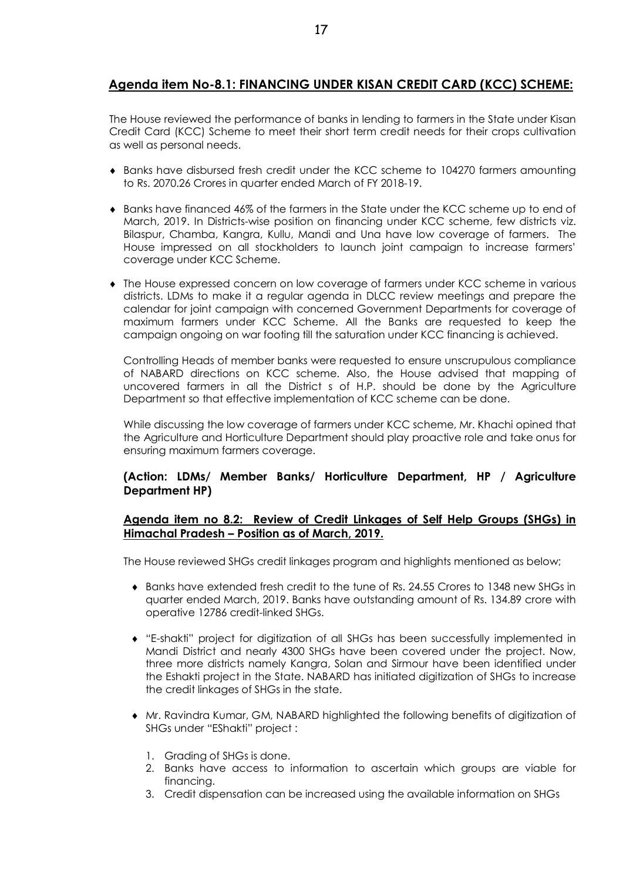## Agenda item No-8.1: FINANCING UNDER KISAN CREDIT CARD (KCC) SCHEME:

The House reviewed the performance of banks in lending to farmers in the State under Kisan Credit Card (KCC) Scheme to meet their short term credit needs for their crops cultivation as well as personal needs.

- Banks have disbursed fresh credit under the KCC scheme to 104270 farmers amounting to Rs. 2070.26 Crores in quarter ended March of FY 2018-19.
- Banks have financed 46% of the farmers in the State under the KCC scheme up to end of March, 2019. In Districts-wise position on financing under KCC scheme, few districts viz. Bilaspur, Chamba, Kangra, Kullu, Mandi and Una have low coverage of farmers. The House impressed on all stockholders to launch joint campaign to increase farmers' coverage under KCC Scheme.
- The House expressed concern on low coverage of farmers under KCC scheme in various districts. LDMs to make it a regular agenda in DLCC review meetings and prepare the calendar for joint campaign with concerned Government Departments for coverage of maximum farmers under KCC Scheme. All the Banks are requested to keep the campaign ongoing on war footing till the saturation under KCC financing is achieved.

  Controlling Heads of member banks were requested to ensure unscrupulous compliance of NABARD directions on KCC scheme. Also, the House advised that mapping of uncovered farmers in all the District s of H.P. should be done by the Agriculture Department so that effective implementation of KCC scheme can be done.

  While discussing the low coverage of farmers under KCC scheme, Mr. Khachi opined that the Agriculture and Horticulture Department should play proactive role and take onus for ensuring maximum farmers coverage.

**(Action: LDMs/ Member Banks/ Horticulture Department, HP / Agriculture Department HP)**

## Agenda item no 8.2: Review of Credit Linkages of Self Help Groups (SHGs) in Himachal Pradesh – Position as of March, 2019.

The House reviewed SHGs credit linkages program and highlights mentioned as below;

- Banks have extended fresh credit to the tune of Rs. 24.55 Crores to 1348 new SHGs in quarter ended March, 2019. Banks have outstanding amount of Rs. 134.89 crore with operative 12786 credit-linked SHGs.
- "E-shakti" project for digitization of all SHGs has been successfully implemented in Mandi District and nearly 4300 SHGs have been covered under the project. Now, three more districts namely Kangra, Solan and Sirmour have been identified under the Eshakti project in the State. NABARD has initiated digitization of SHGs to increase the credit linkages of SHGs in the state.
- Mr. Ravindra Kumar, GM, NABARD highlighted the following benefits of digitization of SHGs under "EShakti" project :

  1. Grading of SHGs is done.
  2. Banks have access to information to ascertain which groups are viable for financing.
  3. Credit dispensation can be increased using the available information on SHGs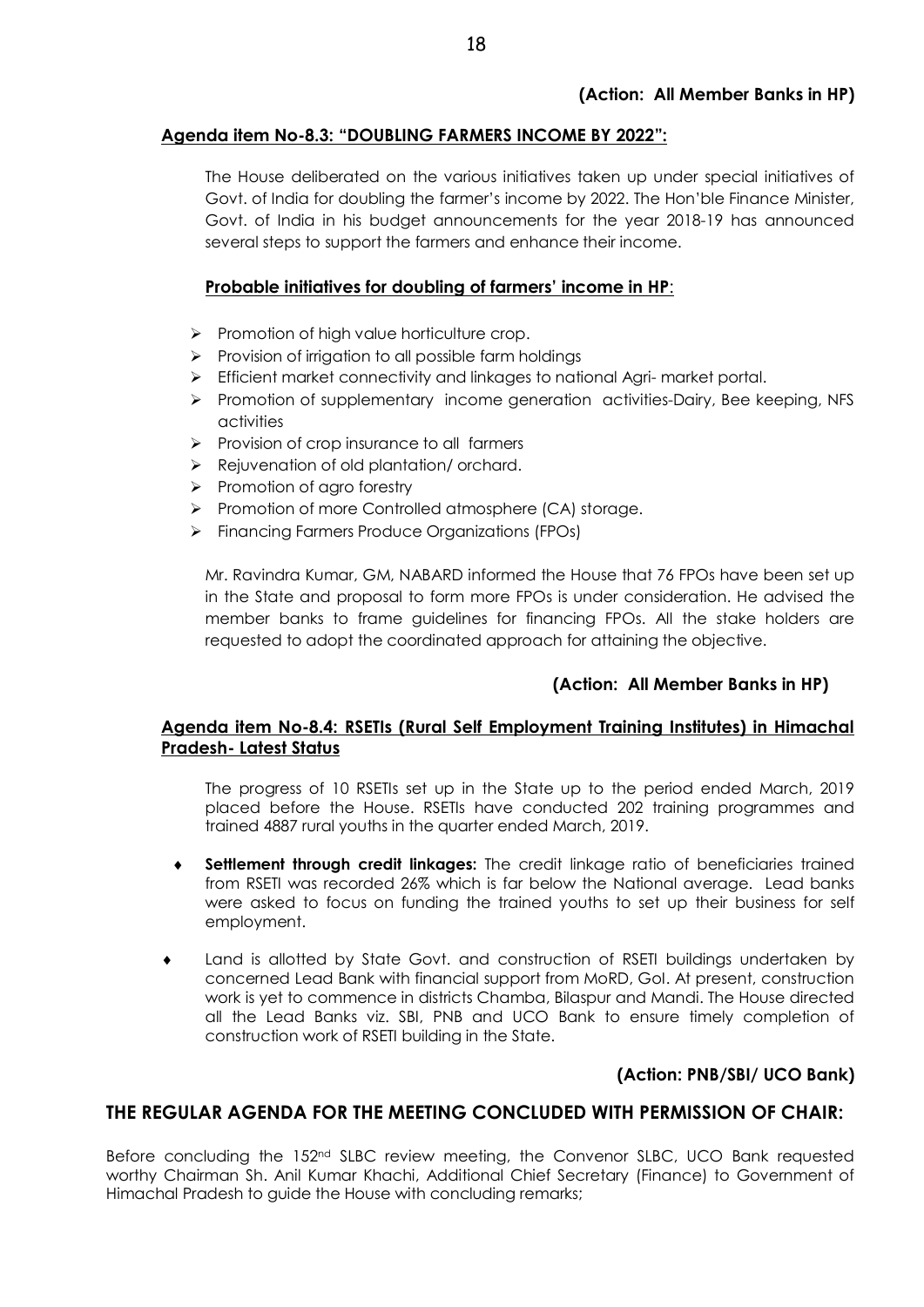**(Action: All Member Banks in HP)**

**Agenda item No-8.3: "DOUBLING FARMERS INCOME BY 2022":**

The House deliberated on the various initiatives taken up under special initiatives of Govt. of India for doubling the farmer's income by 2022. The Hon'ble Finance Minister, Govt. of India in his budget announcements for the year 2018-19 has announced several steps to support the farmers and enhance their income.

**Probable initiatives for doubling of farmers' income in HP**:

- Promotion of high value horticulture crop.
- Provision of irrigation to all possible farm holdings
- Efficient market connectivity and linkages to national Agri- market portal.
- Promotion of supplementary income generation activities-Dairy, Bee keeping, NFS activities
- Provision of crop insurance to all farmers
- Rejuvenation of old plantation/ orchard.
- Promotion of agro forestry
- Promotion of more Controlled atmosphere (CA) storage.
- Financing Farmers Produce Organizations (FPOs)

Mr. Ravindra Kumar, GM, NABARD informed the House that 76 FPOs have been set up in the State and proposal to form more FPOs is under consideration. He advised the member banks to frame guidelines for financing FPOs. All the stake holders are requested to adopt the coordinated approach for attaining the objective.

**(Action: All Member Banks in HP)**

**Agenda item No-8.4: RSETIs (Rural Self Employment Training Institutes) in Himachal Pradesh- Latest Status**

The progress of 10 RSETIs set up in the State up to the period ended March, 2019 placed before the House. RSETIs have conducted 202 training programmes and trained 4887 rural youths in the quarter ended March, 2019.

- **Settlement through credit linkages:** The credit linkage ratio of beneficiaries trained from RSETI was recorded 26% which is far below the National average. Lead banks were asked to focus on funding the trained youths to set up their business for self employment.
- Land is allotted by State Govt. and construction of RSETI buildings undertaken by concerned Lead Bank with financial support from MoRD, GoI. At present, construction work is yet to commence in districts Chamba, Bilaspur and Mandi. The House directed all the Lead Banks viz. SBI, PNB and UCO Bank to ensure timely completion of construction work of RSETI building in the State.

**(Action: PNB/SBI/ UCO Bank)**

## THE REGULAR AGENDA FOR THE MEETING CONCLUDED WITH PERMISSION OF CHAIR:

Before concluding the 152nd SLBC review meeting, the Convenor SLBC, UCO Bank requested worthy Chairman Sh. Anil Kumar Khachi, Additional Chief Secretary (Finance) to Government of Himachal Pradesh to guide the House with concluding remarks;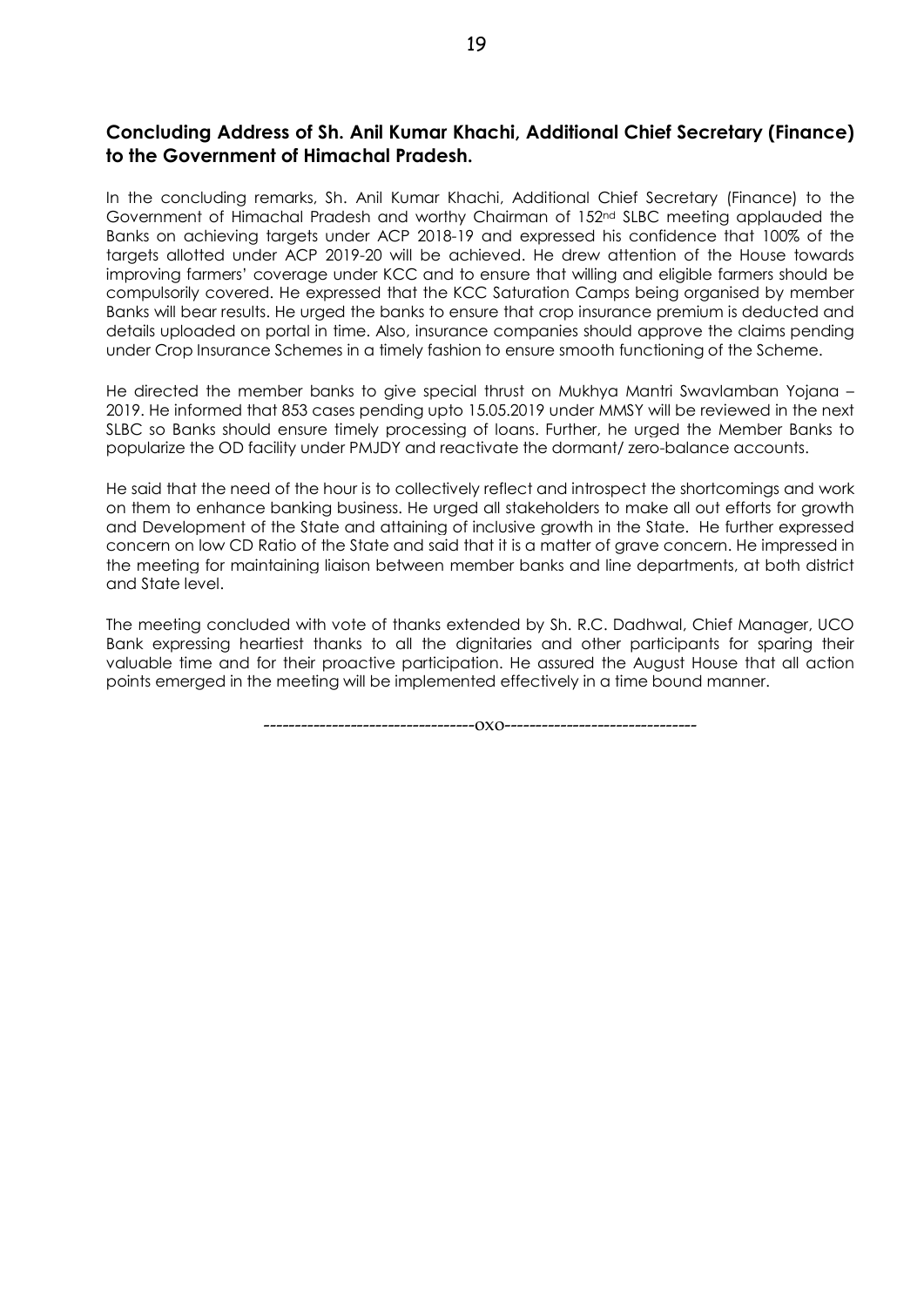## Concluding Address of Sh. Anil Kumar Khachi, Additional Chief Secretary (Finance) to the Government of Himachal Pradesh.

In the concluding remarks, Sh. Anil Kumar Khachi, Additional Chief Secretary (Finance) to the Government of Himachal Pradesh and worthy Chairman of 152nd SLBC meeting applauded the Banks on achieving targets under ACP 2018-19 and expressed his confidence that 100% of the targets allotted under ACP 2019-20 will be achieved. He drew attention of the House towards improving farmers' coverage under KCC and to ensure that willing and eligible farmers should be compulsorily covered. He expressed that the KCC Saturation Camps being organised by member Banks will bear results. He urged the banks to ensure that crop insurance premium is deducted and details uploaded on portal in time. Also, insurance companies should approve the claims pending under Crop Insurance Schemes in a timely fashion to ensure smooth functioning of the Scheme.

He directed the member banks to give special thrust on Mukhya Mantri Swavlamban Yojana – 2019. He informed that 853 cases pending upto 15.05.2019 under MMSY will be reviewed in the next SLBC so Banks should ensure timely processing of loans. Further, he urged the Member Banks to popularize the OD facility under PMJDY and reactivate the dormant/ zero-balance accounts.

He said that the need of the hour is to collectively reflect and introspect the shortcomings and work on them to enhance banking business. He urged all stakeholders to make all out efforts for growth and Development of the State and attaining of inclusive growth in the State. He further expressed concern on low CD Ratio of the State and said that it is a matter of grave concern. He impressed in the meeting for maintaining liaison between member banks and line departments, at both district and State level.

The meeting concluded with vote of thanks extended by Sh. R.C. Dadhwal, Chief Manager, UCO Bank expressing heartiest thanks to all the dignitaries and other participants for sparing their valuable time and for their proactive participation. He assured the August House that all action points emerged in the meeting will be implemented effectively in a time bound manner.

---------------------------------oxo------------------------------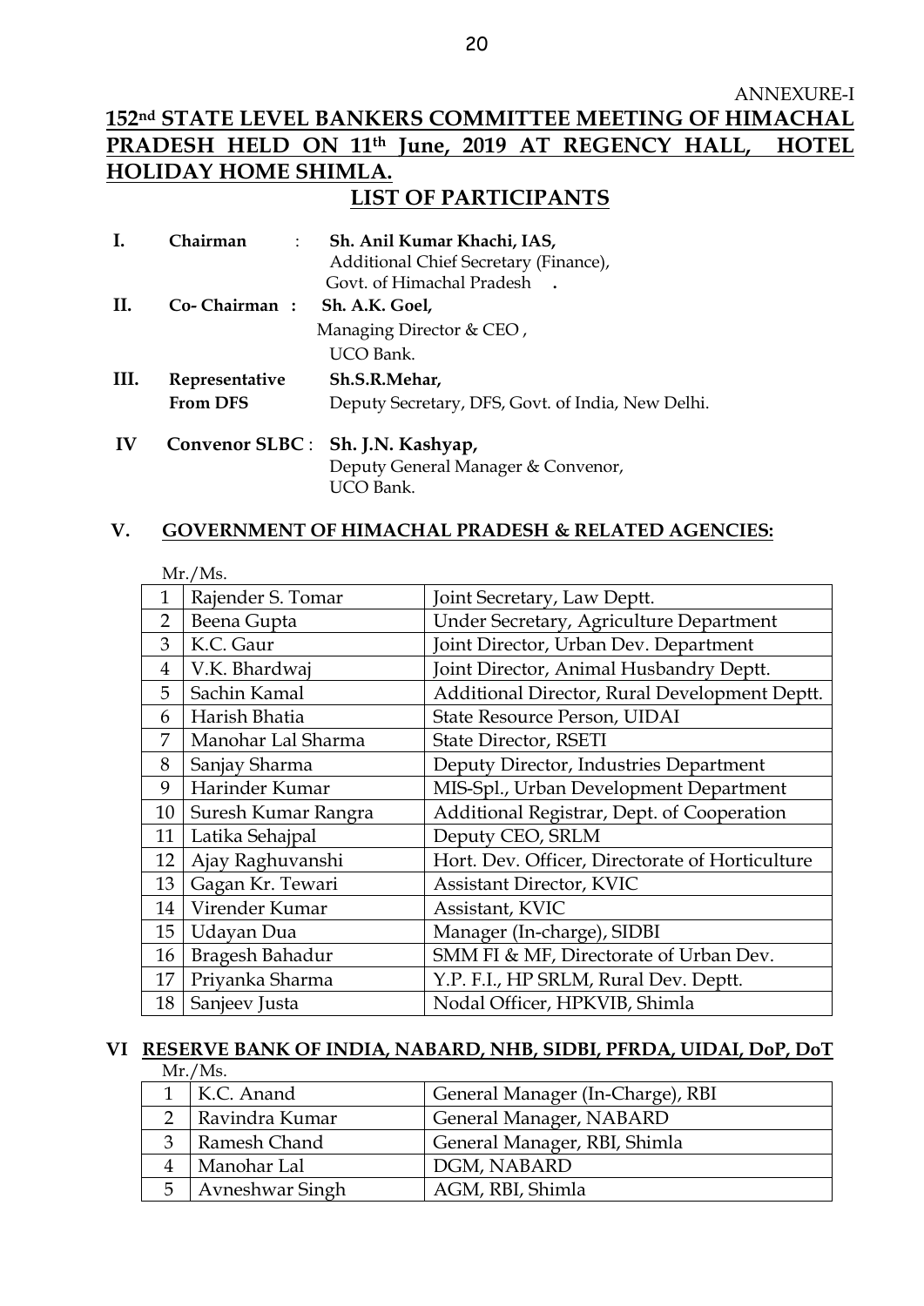ANNEXURE-I

# 152nd STATE LEVEL BANKERS COMMITTEE MEETING OF HIMACHAL PRADESH HELD ON 11th June, 2019 AT REGENCY HALL, HOTEL HOLIDAY HOME SHIMLA.

## LIST OF PARTICIPANTS

**I. Chairman :** **Sh. Anil Kumar Khachi, IAS,**
Additional Chief Secretary (Finance),
Govt. of Himachal Pradesh .

**II. Co- Chairman :** **Sh. A.K. Goel,**
Managing Director & CEO ,
UCO Bank.

**III. Representative From DFS** **Sh.S.R.Mehar,**
Deputy Secretary, DFS, Govt. of India, New Delhi.

**IV Convenor SLBC :** **Sh. J.N. Kashyap,**
Deputy General Manager & Convenor,
UCO Bank.

### V. GOVERNMENT OF HIMACHAL PRADESH & RELATED AGENCIES:

Mr./Ms.

| | | |
|---|---|---|
| 1 | Rajender S. Tomar | Joint Secretary, Law Deptt. |
| 2 | Beena Gupta | Under Secretary, Agriculture Department |
| 3 | K.C. Gaur | Joint Director, Urban Dev. Department |
| 4 | V.K. Bhardwaj | Joint Director, Animal Husbandry Deptt. |
| 5 | Sachin Kamal | Additional Director, Rural Development Deptt. |
| 6 | Harish Bhatia | State Resource Person, UIDAI |
| 7 | Manohar Lal Sharma | State Director, RSETI |
| 8 | Sanjay Sharma | Deputy Director, Industries Department |
| 9 | Harinder Kumar | MIS-Spl., Urban Development Department |
| 10 | Suresh Kumar Rangra | Additional Registrar, Dept. of Cooperation |
| 11 | Latika Sehajpal | Deputy CEO, SRLM |
| 12 | Ajay Raghuvanshi | Hort. Dev. Officer, Directorate of Horticulture |
| 13 | Gagan Kr. Tewari | Assistant Director, KVIC |
| 14 | Virender Kumar | Assistant, KVIC |
| 15 | Udayan Dua | Manager (In-charge), SIDBI |
| 16 | Bragesh Bahadur | SMM FI & MF, Directorate of Urban Dev. |
| 17 | Priyanka Sharma | Y.P. F.I., HP SRLM, Rural Dev. Deptt. |
| 18 | Sanjeev Justa | Nodal Officer, HPKVIB, Shimla |

### VI RESERVE BANK OF INDIA, NABARD, NHB, SIDBI, PFRDA, UIDAI, DoP, DoT

Mr./Ms.

| | | |
|---|---|---|
| 1 | K.C. Anand | General Manager (In-Charge), RBI |
| 2 | Ravindra Kumar | General Manager, NABARD |
| 3 | Ramesh Chand | General Manager, RBI, Shimla |
| 4 | Manohar Lal | DGM, NABARD |
| 5 | Avneshwar Singh | AGM, RBI, Shimla |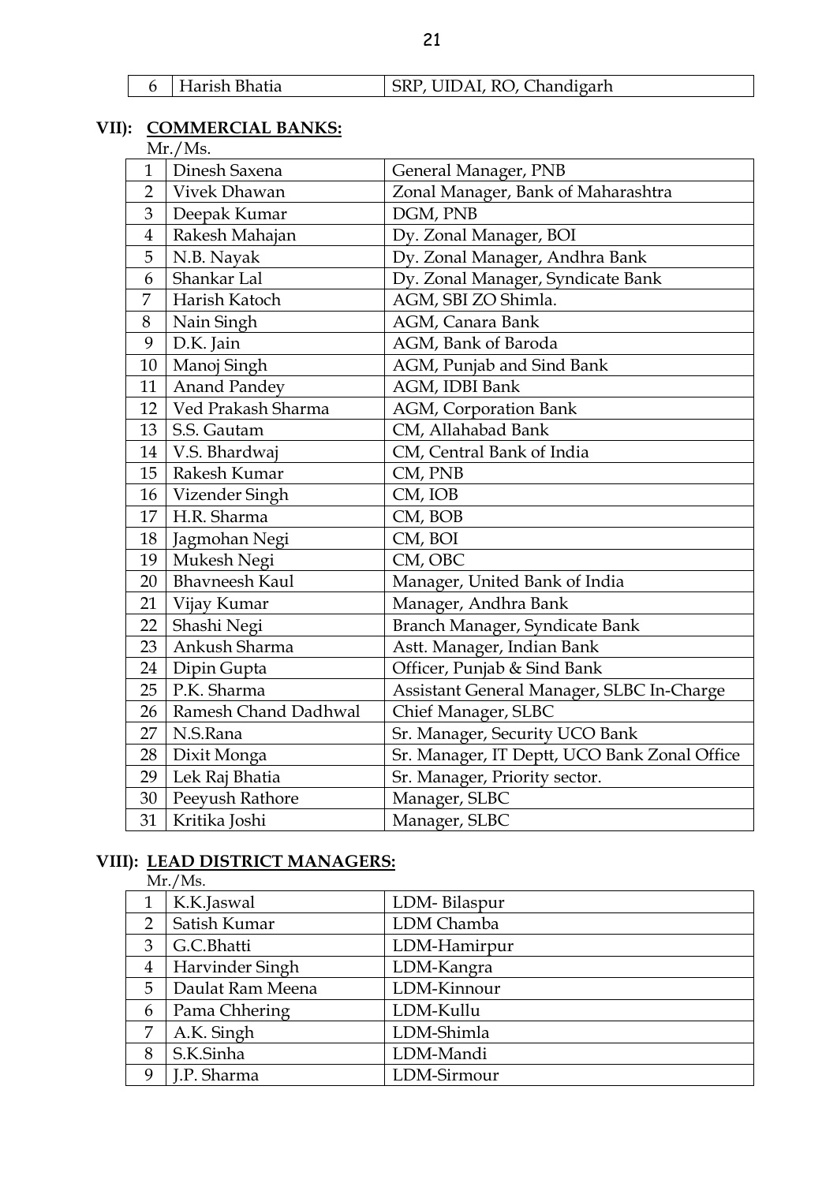| 6 | Harish Bhatia | SRP, UIDAI, RO, Chandigarh |
|---|---|---|

## VII): COMMERCIAL BANKS:

Mr./Ms.

| | | |
|---|---|---|
| 1 | Dinesh Saxena | General Manager, PNB |
| 2 | Vivek Dhawan | Zonal Manager, Bank of Maharashtra |
| 3 | Deepak Kumar | DGM, PNB |
| 4 | Rakesh Mahajan | Dy. Zonal Manager, BOI |
| 5 | N.B. Nayak | Dy. Zonal Manager, Andhra Bank |
| 6 | Shankar Lal | Dy. Zonal Manager, Syndicate Bank |
| 7 | Harish Katoch | AGM, SBI ZO Shimla. |
| 8 | Nain Singh | AGM, Canara Bank |
| 9 | D.K. Jain | AGM, Bank of Baroda |
| 10 | Manoj Singh | AGM, Punjab and Sind Bank |
| 11 | Anand Pandey | AGM, IDBI Bank |
| 12 | Ved Prakash Sharma | AGM, Corporation Bank |
| 13 | S.S. Gautam | CM, Allahabad Bank |
| 14 | V.S. Bhardwaj | CM, Central Bank of India |
| 15 | Rakesh Kumar | CM, PNB |
| 16 | Vizender Singh | CM, IOB |
| 17 | H.R. Sharma | CM, BOB |
| 18 | Jagmohan Negi | CM, BOI |
| 19 | Mukesh Negi | CM, OBC |
| 20 | Bhavneesh Kaul | Manager, United Bank of India |
| 21 | Vijay Kumar | Manager, Andhra Bank |
| 22 | Shashi Negi | Branch Manager, Syndicate Bank |
| 23 | Ankush Sharma | Astt. Manager, Indian Bank |
| 24 | Dipin Gupta | Officer, Punjab & Sind Bank |
| 25 | P.K. Sharma | Assistant General Manager, SLBC In-Charge |
| 26 | Ramesh Chand Dadhwal | Chief Manager, SLBC |
| 27 | N.S.Rana | Sr. Manager, Security UCO Bank |
| 28 | Dixit Monga | Sr. Manager, IT Deptt, UCO Bank Zonal Office |
| 29 | Lek Raj Bhatia | Sr. Manager, Priority sector. |
| 30 | Peeyush Rathore | Manager, SLBC |
| 31 | Kritika Joshi | Manager, SLBC |

## VIII): LEAD DISTRICT MANAGERS:

Mr./Ms.

| | | |
|---|---|---|
| 1 | K.K.Jaswal | LDM- Bilaspur |
| 2 | Satish Kumar | LDM Chamba |
| 3 | G.C.Bhatti | LDM-Hamirpur |
| 4 | Harvinder Singh | LDM-Kangra |
| 5 | Daulat Ram Meena | LDM-Kinnour |
| 6 | Pama Chhering | LDM-Kullu |
| 7 | A.K. Singh | LDM-Shimla |
| 8 | S.K.Sinha | LDM-Mandi |
| 9 | J.P. Sharma | LDM-Sirmour |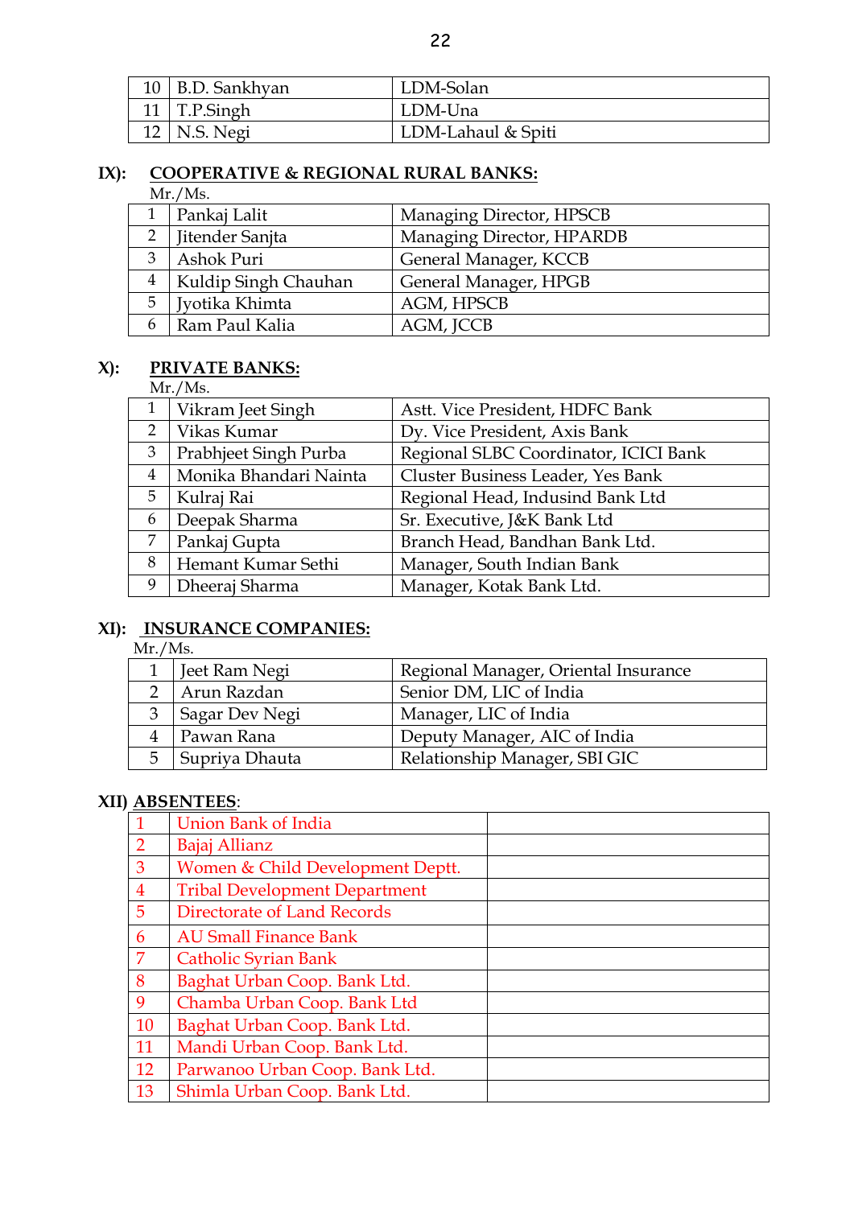| | | |
|---|---|---|
| 10 | B.D. Sankhyan | LDM-Solan |
| 11 | T.P.Singh | LDM-Una |
| 12 | N.S. Negi | LDM-Lahaul & Spiti |

**IX): COOPERATIVE & REGIONAL RURAL BANKS:**

Mr./Ms.

| | | |
|---|---|---|
| 1 | Pankaj Lalit | Managing Director, HPSCB |
| 2 | Jitender Sanjta | Managing Director, HPARDB |
| 3 | Ashok Puri | General Manager, KCCB |
| 4 | Kuldip Singh Chauhan | General Manager, HPGB |
| 5 | Jyotika Khimta | AGM, HPSCB |
| 6 | Ram Paul Kalia | AGM, JCCB |

**X): PRIVATE BANKS:**

Mr./Ms.

| | | |
|---|---|---|
| 1 | Vikram Jeet Singh | Astt. Vice President, HDFC Bank |
| 2 | Vikas Kumar | Dy. Vice President, Axis Bank |
| 3 | Prabhjeet Singh Purba | Regional SLBC Coordinator, ICICI Bank |
| 4 | Monika Bhandari Nainta | Cluster Business Leader, Yes Bank |
| 5 | Kulraj Rai | Regional Head, Indusind Bank Ltd |
| 6 | Deepak Sharma | Sr. Executive, J&K Bank Ltd |
| 7 | Pankaj Gupta | Branch Head, Bandhan Bank Ltd. |
| 8 | Hemant Kumar Sethi | Manager, South Indian Bank |
| 9 | Dheeraj Sharma | Manager, Kotak Bank Ltd. |

**XI): INSURANCE COMPANIES:**

Mr./Ms.

| | | |
|---|---|---|
| 1 | Jeet Ram Negi | Regional Manager, Oriental Insurance |
| 2 | Arun Razdan | Senior DM, LIC of India |
| 3 | Sagar Dev Negi | Manager, LIC of India |
| 4 | Pawan Rana | Deputy Manager, AIC of India |
| 5 | Supriya Dhauta | Relationship Manager, SBI GIC |

**XII) ABSENTEES:**

| | | |
|---|---|---|
| 1 | Union Bank of India | |
| 2 | Bajaj Allianz | |
| 3 | Women & Child Development Deptt. | |
| 4 | Tribal Development Department | |
| 5 | Directorate of Land Records | |
| 6 | AU Small Finance Bank | |
| 7 | Catholic Syrian Bank | |
| 8 | Baghat Urban Coop. Bank Ltd. | |
| 9 | Chamba Urban Coop. Bank Ltd | |
| 10 | Baghat Urban Coop. Bank Ltd. | |
| 11 | Mandi Urban Coop. Bank Ltd. | |
| 12 | Parwanoo Urban Coop. Bank Ltd. | |
| 13 | Shimla Urban Coop. Bank Ltd. | |